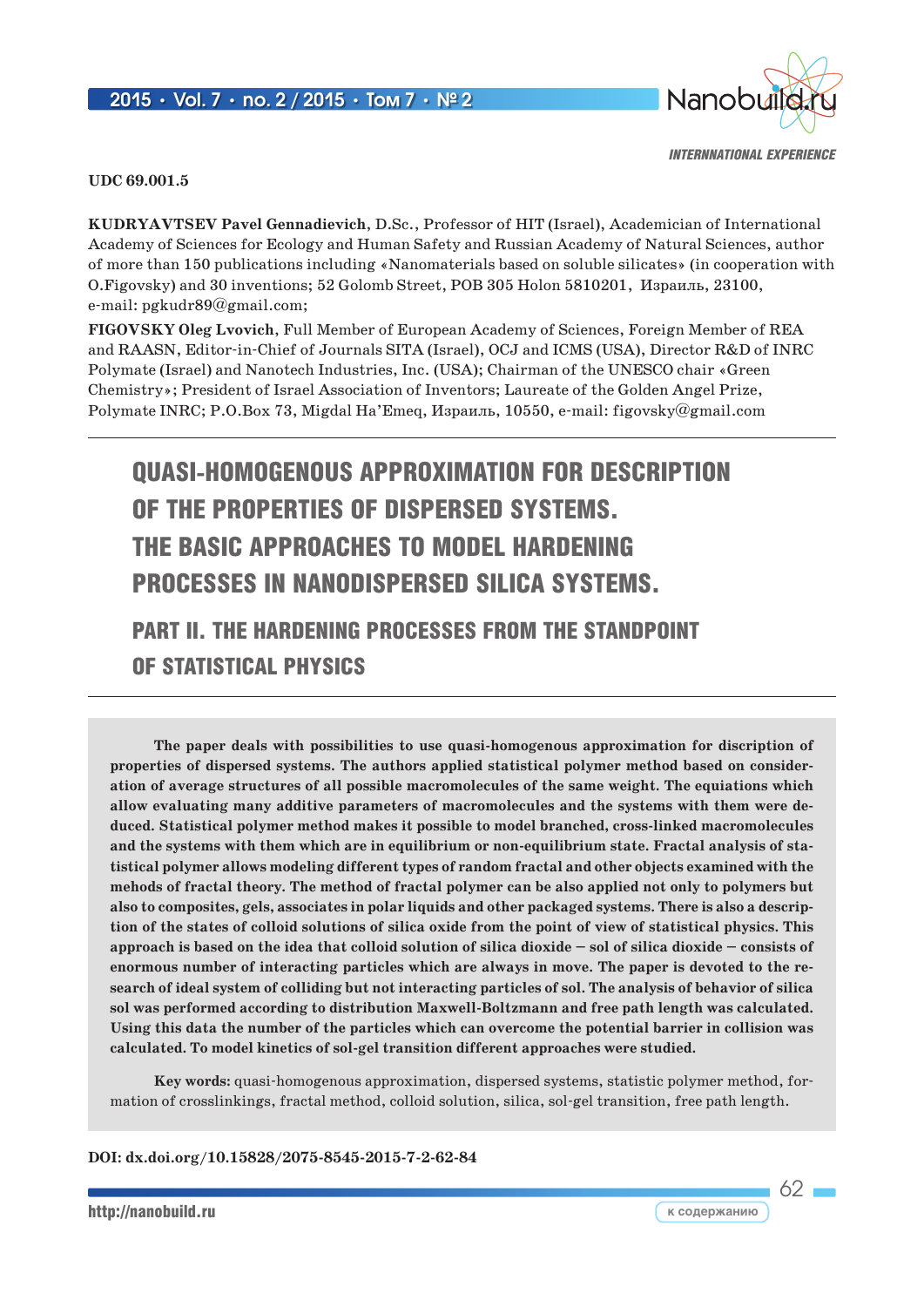INTERNNATIONAL EXPERIENCE

**UDC 69.001.5**

**KUDRYAVTSEV Pavel Gennadievich,** D.Sc., Professor of HIT (Israel), Academician of International Academy of Sciences for Ecology and Human Safety and Russian Academy of Natural Sciences, author of more than 150 publications including «Nanomaterials based on soluble silicates» (in cooperation with O.Figovsky) and 30 inventions; 52 Golomb Street, POB 305 Holon 5810201, Израиль, 23100, e-mail: pgkudr89@gmail.com;

**FIGOVSKY Oleg Lvovich**, Full Member of European Academy of Sciences, Foreign Member of REA and RAASN, Editor-in-Chief of Journals SITA (Israel), OCJ and ICMS (USA), Director R&D of INRC Polymate (Israel) and Nanotech Industries, Inc. (USA); Chairman of the UNESCO chair «Green Chemistry»; President of Israel Association of Inventors; Laureate of the Golden Angel Prize, Polymate INRC; P.O.Box 73, Migdal Ha'Emeq, Израиль, 10550, e-mail: figovsky@gmail.com

# QUASI-HOMOGENOUS APPROXIMATION FOR DESCRIPTION OF THE PROPERTIES OF DISPERSED SYSTEMS. THE BASIC APPROACHES TO MODEL HARDENING PROCESSES IN NANODISPERSED SILICA SYSTEMS.

## PART II. THE HARDENING PROCESSES FROM THE STANDPOINT OF STATISTICAL PHYSICS

**The paper deals with possibilities to use quasi-homogenous approximation for discription of properties of dispersed systems. The authors applied statistical polymer method based on consideration of average structures of all possible macromolecules of the same weight. The equations which allow evaluating many additive parameters of macromolecules and the systems with them were deduced. Statistical polymer method makes it possible to model branched, cross-linked macromolecules and the systems with them which are in equilibrium or non-equilibrium state. Fractal analysis of statistical polymer allows modeling different types of random fractal and other objects examined with the mehods of fractal theory. The method of fractal polymer can be also applied not only to polymers but also to composites, gels, associates in polar liquids and other packaged systems. There is also a description of the states of colloid solutions of silica oxide from the point of view of statistical physics. This approach is based on the idea that colloid solution of silica dioxide – sol of silica dioxide – consists of enormous number of interacting particles which are always in move. The paper is devoted to the research of ideal system of colliding but not interacting particles of sol. The analysis of behavior of silica sol was performed according to distribution Maxwell-Boltzmann and free path length was calculated. Using this data the number of the particles which can overcome the potential barrier in collision was calculated. To model kinetics of sol-gel transition different approaches were studied.**

**Key words:** quasi-homogenous approximation, dispersed systems, statistic polymer method, formation of crosslinkings, fractal method, colloid solution, silica, sol-gel transition, free path length.

**DOI: dx.doi.org/10.15828/2075-8545-2015-7-2-62-84**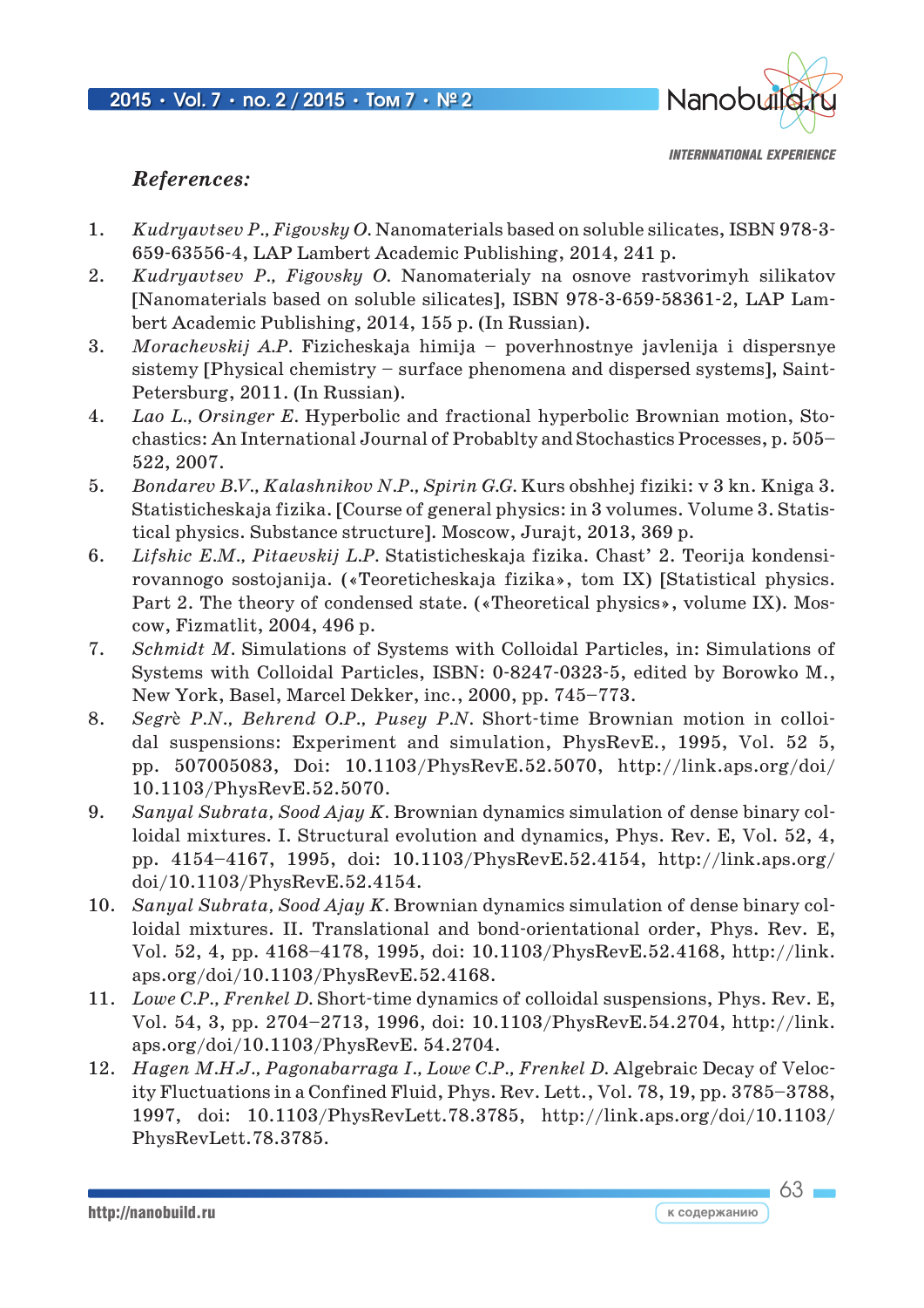## *References:*

1. *Kudryavtsev P., Figovsky O.* Nanomaterials based on soluble silicates, ISBN 978-3-659-63556-4, LAP Lambert Academic Publishing, 2014, 241 p.
2. *Kudryavtsev P., Figovsky O.* Nanomaterialy na osnove rastvorimyh silikatov [Nanomaterials based on soluble silicates], ISBN 978-3-659-58361-2, LAP Lambert Academic Publishing, 2014, 155 p. (In Russian).
3. *Morachevskij A.P.* Fizicheskaja himija – poverhnostnye javlenija i dispersnye sistemy [Physical chemistry – surface phenomena and dispersed systems], Saint-Petersburg, 2011. (In Russian).
4. *Lao L., Orsinger E.* Hyperbolic and fractional hyperbolic Brownian motion, Stochastics: An International Journal of Probablty and Stochastics Processes, p. 505–522, 2007.
5. *Bondarev B.V., Kalashnikov N.P., Spirin G.G.* Kurs obshhej fiziki: v 3 kn. Kniga 3. Statisticheskaja fizika. [Course of general physics: in 3 volumes. Volume 3. Statistical physics. Substance structure]. Moscow, Jurajt, 2013, 369 p.
6. *Lifshic E.M., Pitaevskij L.P.* Statisticheskaja fizika. Chast' 2. Teorija kondensirovannogo sostojanija. («Teoreticheskaja fizika», tom IX) [Statistical physics. Part 2. The theory of condensed state. («Theoretical physics», volume IX). Moscow, Fizmatlit, 2004, 496 p.
7. *Schmidt M.* Simulations of Systems with Colloidal Particles, in: Simulations of Systems with Colloidal Particles, ISBN: 0-8247-0323-5, edited by Borowko M., New York, Basel, Marcel Dekker, inc., 2000, pp. 745–773.
8. *Segrè P.N., Behrend O.P., Pusey P.N.* Short-time Brownian motion in colloidal suspensions: Experiment and simulation, PhysRevE., 1995, Vol. 52 5, pp. 507005083, Doi: 10.1103/PhysRevE.52.5070, http://link.aps.org/doi/10.1103/PhysRevE.52.5070.
9. *Sanyal Subrata, Sood Ajay K.* Brownian dynamics simulation of dense binary colloidal mixtures. I. Structural evolution and dynamics, Phys. Rev. E, Vol. 52, 4, pp. 4154–4167, 1995, doi: 10.1103/PhysRevE.52.4154, http://link.aps.org/doi/10.1103/PhysRevE.52.4154.
10. *Sanyal Subrata, Sood Ajay K.* Brownian dynamics simulation of dense binary colloidal mixtures. II. Translational and bond-orientational order, Phys. Rev. E, Vol. 52, 4, pp. 4168–4178, 1995, doi: 10.1103/PhysRevE.52.4168, http://link.aps.org/doi/10.1103/PhysRevE.52.4168.
11. *Lowe C.P., Frenkel D.* Short-time dynamics of colloidal suspensions, Phys. Rev. E, Vol. 54, 3, pp. 2704–2713, 1996, doi: 10.1103/PhysRevE.54.2704, http://link.aps.org/doi/10.1103/PhysRevE. 54.2704.
12. *Hagen M.H.J., Pagonabarraga I., Lowe C.P., Frenkel D.* Algebraic Decay of Velocity Fluctuations in a Confined Fluid, Phys. Rev. Lett., Vol. 78, 19, pp. 3785–3788, 1997, doi: 10.1103/PhysRevLett.78.3785, http://link.aps.org/doi/10.1103/PhysRevLett.78.3785.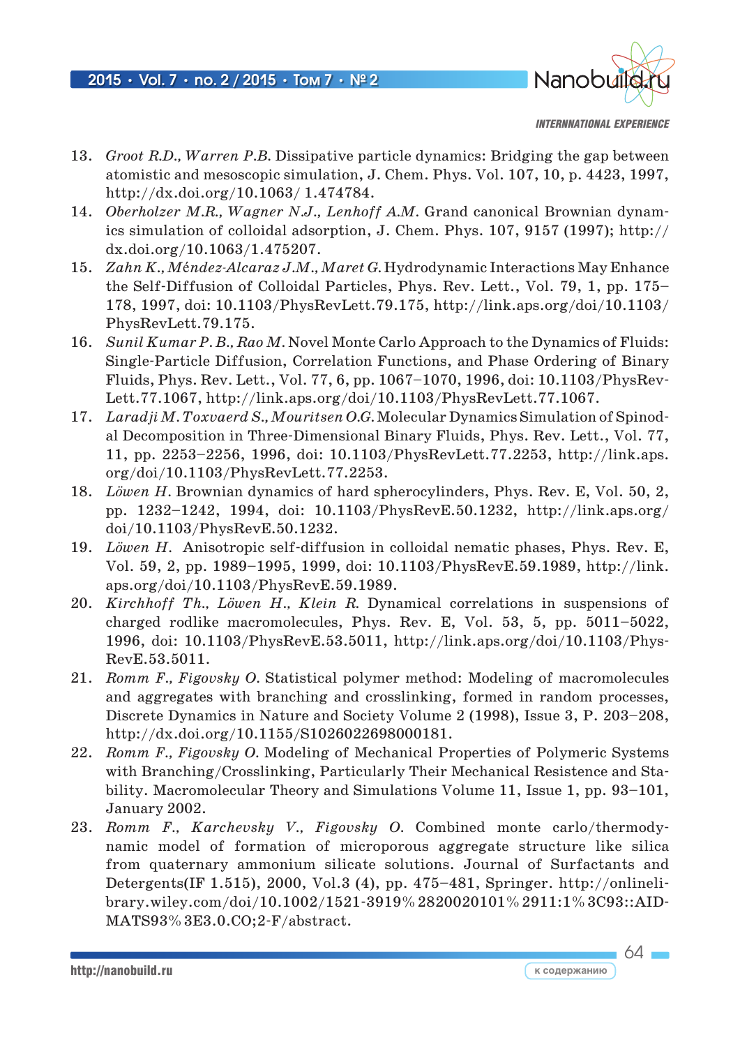13. *Groot R.D., Warren P.B.* Dissipative particle dynamics: Bridging the gap between atomistic and mesoscopic simulation, J. Chem. Phys. Vol. 107, 10, p. 4423, 1997, http://dx.doi.org/10.1063/ 1.474784.
14. *Oberholzer M.R., Wagner N.J., Lenhoff A.M.* Grand canonical Brownian dynamics simulation of colloidal adsorption, J. Chem. Phys. 107, 9157 (1997); http://dx.doi.org/10.1063/1.475207.
15. *Zahn K., Méndez-Alcaraz J.M., Maret G.* Hydrodynamic Interactions May Enhance the Self-Diffusion of Colloidal Particles, Phys. Rev. Lett., Vol. 79, 1, pp. 175–178, 1997, doi: 10.1103/PhysRevLett.79.175, http://link.aps.org/doi/10.1103/PhysRevLett.79.175.
16. *Sunil Kumar P. B., Rao M.* Novel Monte Carlo Approach to the Dynamics of Fluids: Single-Particle Diffusion, Correlation Functions, and Phase Ordering of Binary Fluids, Phys. Rev. Lett., Vol. 77, 6, pp. 1067–1070, 1996, doi: 10.1103/PhysRevLett.77.1067, http://link.aps.org/doi/10.1103/PhysRevLett.77.1067.
17. *Laradji M. Toxvaerd S., Mouritsen O.G.* Molecular Dynamics Simulation of Spinodal Decomposition in Three-Dimensional Binary Fluids, Phys. Rev. Lett., Vol. 77, 11, pp. 2253–2256, 1996, doi: 10.1103/PhysRevLett.77.2253, http://link.aps.org/doi/10.1103/PhysRevLett.77.2253.
18. *Löwen H.* Brownian dynamics of hard spherocylinders, Phys. Rev. E, Vol. 50, 2, pp. 1232–1242, 1994, doi: 10.1103/PhysRevE.50.1232, http://link.aps.org/doi/10.1103/PhysRevE.50.1232.
19. *Löwen H.* Anisotropic self-diffusion in colloidal nematic phases, Phys. Rev. E, Vol. 59, 2, pp. 1989–1995, 1999, doi: 10.1103/PhysRevE.59.1989, http://link.aps.org/doi/10.1103/PhysRevE.59.1989.
20. *Kirchhoff Th., Löwen H., Klein R.* Dynamical correlations in suspensions of charged rodlike macromolecules, Phys. Rev. E, Vol. 53, 5, pp. 5011–5022, 1996, doi: 10.1103/PhysRevE.53.5011, http://link.aps.org/doi/10.1103/PhysRevE.53.5011.
21. *Romm F., Figovsky O.* Statistical polymer method: Modeling of macromolecules and aggregates with branching and crosslinking, formed in random processes, Discrete Dynamics in Nature and Society Volume 2 (1998), Issue 3, P. 203–208, http://dx.doi.org/10.1155/S1026022698000181.
22. *Romm F., Figovsky O.* Modeling of Mechanical Properties of Polymeric Systems with Branching/Crosslinking, Particularly Their Mechanical Resistence and Stability. Macromolecular Theory and Simulations Volume 11, Issue 1, pp. 93–101, January 2002.
23. *Romm F., Karchevsky V., Figovsky O.* Combined monte carlo/thermodynamic model of formation of microporous aggregate structure like silica from quaternary ammonium silicate solutions. Journal of Surfactants and Detergents(IF 1.515), 2000, Vol.3 (4), pp. 475–481, Springer. http://onlinelibrary.wiley.com/doi/10.1002/1521-3919%2820020101%2911:1%3C93::AID-MATS93%3E3.0.CO;2-F/abstract.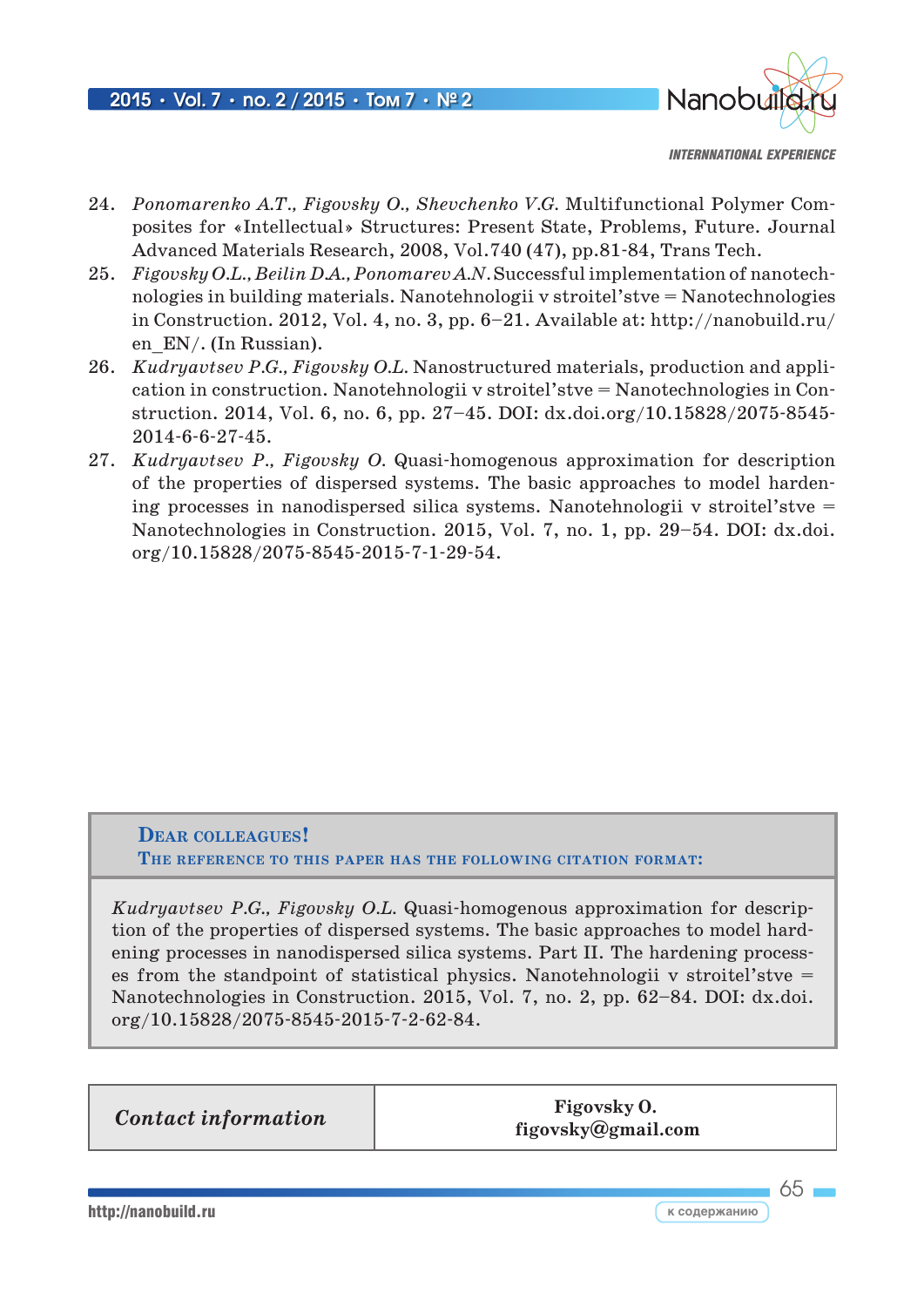24. *Ponomarenko A.T., Figovsky O., Shevchenko V.G.* Multifunctional Polymer Composites for «Intellectual» Structures: Present State, Problems, Future. Journal Advanced Materials Research, 2008, Vol.740 (47), pp.81-84, Trans Tech.
25. *Figovsky O.L., Beilin D.A., Ponomarev A.N.* Successful implementation of nanotechnologies in building materials. Nanotehnologii v stroitel'stve = Nanotechnologies in Construction. 2012, Vol. 4, no. 3, pp. 6–21. Available at: http://nanobuild.ru/en_EN/. (In Russian).
26. *Kudryavtsev P.G., Figovsky O.L.* Nanostructured materials, production and application in construction. Nanotehnologii v stroitel'stve = Nanotechnologies in Construction. 2014, Vol. 6, no. 6, pp. 27–45. DOI: dx.doi.org/10.15828/2075-8545-2014-6-6-27-45.
27. *Kudryavtsev P., Figovsky O.* Quasi-homogenous approximation for description of the properties of dispersed systems. The basic approaches to model hardening processes in nanodispersed silica systems. Nanotehnologii v stroitel'stve = Nanotechnologies in Construction. 2015, Vol. 7, no. 1, pp. 29–54. DOI: dx.doi.org/10.15828/2075-8545-2015-7-1-29-54.

**Dear colleagues!**
**The reference to this paper has the following citation format:**

*Kudryavtsev P.G., Figovsky O.L.* Quasi-homogenous approximation for description of the properties of dispersed systems. The basic approaches to model hardening processes in nanodispersed silica systems. Part II. The hardening processes from the standpoint of statistical physics. Nanotehnologii v stroitel'stve = Nanotechnologies in Construction. 2015, Vol. 7, no. 2, pp. 62–84. DOI: dx.doi.org/10.15828/2075-8545-2015-7-2-62-84.

| *Contact information* | **Figovsky O.** **figovsky@gmail.com** |
|---|---|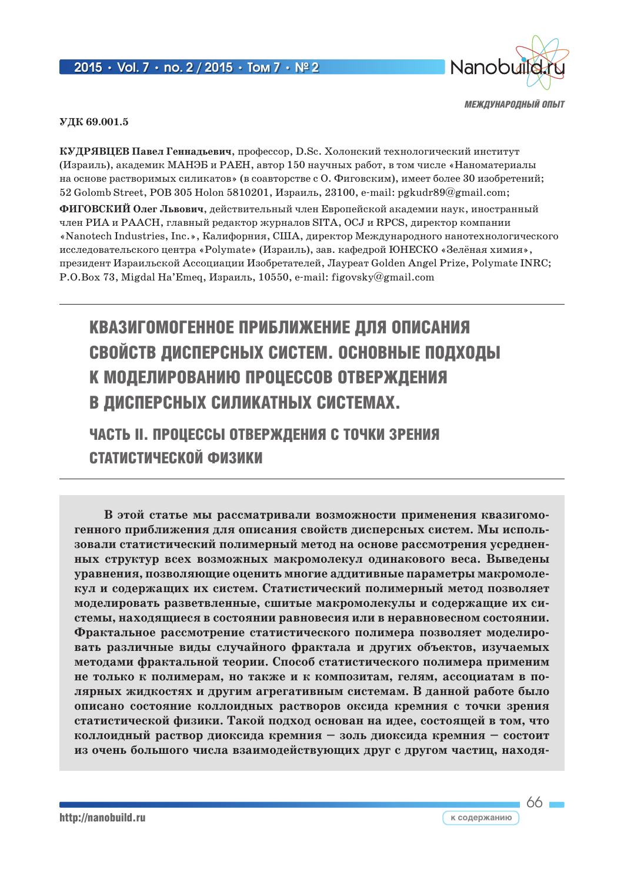МЕЖДУНАРОДНЫЙ ОПЫТ

УДК 69.001.5

**КУДРЯВЦЕВ Павел Геннадьевич**, профессор, D.Sc. Холонский технологический институт (Израиль), академик МАНЭБ и РАЕН, автор 150 научных работ, в том числе «Наноматериалы на основе растворимых силикатов» (в соавторстве с О. Фиговским), имеет более 30 изобретений; 52 Golomb Street, POB 305 Holon 5810201, Израиль, 23100, e-mail: pgkudr89@gmail.com;

**ФИГОВСКИЙ Олег Львович**, действительный член Европейской академии наук, иностранный член РИА и РААСН, главный редактор журналов SITA, OCJ и RPCS, директор компании «Nanotech Industries, Inc.», Калифорния, США, директор Международного нанотехнологического исследовательского центра «Polymate» (Израиль), зав. кафедрой ЮНЕСКО «Зелёная химия», президент Израильской Ассоциации Изобретателей, Лауреат Golden Angel Prize, Polymate INRC; P.O.Box 73, Migdal Ha'Emeq, Израиль, 10550, e-mail: figovsky@gmail.com

# КВАЗИГОМОГЕННОЕ ПРИБЛИЖЕНИЕ ДЛЯ ОПИСАНИЯ СВОЙСТВ ДИСПЕРСНЫХ СИСТЕМ. ОСНОВНЫЕ ПОДХОДЫ К МОДЕЛИРОВАНИЮ ПРОЦЕССОВ ОТВЕРЖДЕНИЯ В ДИСПЕРСНЫХ СИЛИКАТНЫХ СИСТЕМАХ.

## ЧАСТЬ II. ПРОЦЕССЫ ОТВЕРЖДЕНИЯ С ТОЧКИ ЗРЕНИЯ СТАТИСТИЧЕСКОЙ ФИЗИКИ

**В этой статье мы рассматривали возможности применения квазигомогенного приближения для описания свойств дисперсных систем. Мы использовали статистический полимерный метод на основе рассмотрения усредненных структур всех возможных макромолекул одинакового веса. Выведены уравнения, позволяющие оценить многие аддитивные параметры макромолекул и содержащих их систем. Статистический полимерный метод позволяет моделировать разветвленные, сшитые макромолекулы и содержащие их системы, находящиеся в состоянии равновесия или в неравновесном состоянии. Фрактальное рассмотрение статистического полимера позволяет моделировать различные виды случайного фрактала и других объектов, изучаемых методами фрактальной теории. Способ статистического полимера применим не только к полимерам, но также и к композитам, гелям, ассоциатам в полярных жидкостях и другим агрегативным системам. В данной работе было описано состояние коллоидных растворов оксида кремния с точки зрения статистической физики. Такой подход основан на идее, состоящей в том, что коллоидный раствор диоксида кремния – золь диоксида кремния – состоит из очень большого числа взаимодействующих друг с другом частиц, находя-**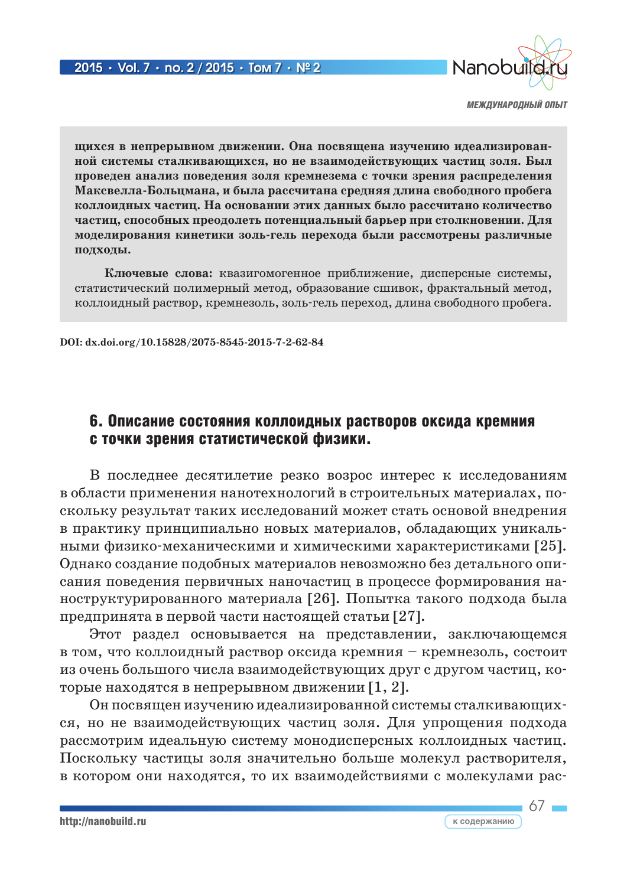**щихся в непрерывном движении. Она посвящена изучению идеализированной системы сталкивающихся, но не взаимодействующих частиц золя. Был проведен анализ поведения золя кремнезема с точки зрения распределения Максвелла-Больцмана, и была рассчитана средняя длина свободного пробега коллоидных частиц. На основании этих данных было рассчитано количество частиц, способных преодолеть потенциальный барьер при столкновении. Для моделирования кинетики золь-гель перехода были рассмотрены различные подходы.**

**Ключевые слова:** квазигомогенное приближение, дисперсные системы, статистический полимерный метод, образование сшивок, фрактальный метод, коллоидный раствор, кремнезоль, золь-гель переход, длина свободного пробега.

**DOI: dx.doi.org/10.15828/2075-8545-2015-7-2-62-84**

## 6. Описание состояния коллоидных растворов оксида кремния с точки зрения статистической физики.

В последнее десятилетие резко возрос интерес к исследованиям в области применения нанотехнологий в строительных материалах, поскольку результат таких исследований может стать основой внедрения в практику принципиально новых материалов, обладающих уникальными физико-механическими и химическими характеристиками [25]. Однако создание подобных материалов невозможно без детального описания поведения первичных наночастиц в процессе формирования наноструктурированного материала [26]. Попытка такого подхода была предпринята в первой части настоящей статьи [27].

Этот раздел основывается на представлении, заключающемся в том, что коллоидный раствор оксида кремния – кремнезоль, состоит из очень большого числа взаимодействующих друг с другом частиц, которые находятся в непрерывном движении [1, 2].

Он посвящен изучению идеализированной системы сталкивающихся, но не взаимодействующих частиц золя. Для упрощения подхода рассмотрим идеальную систему монодисперсных коллоидных частиц. Поскольку частицы золя значительно больше молекул растворителя, в котором они находятся, то их взаимодействиями с молекулами рас-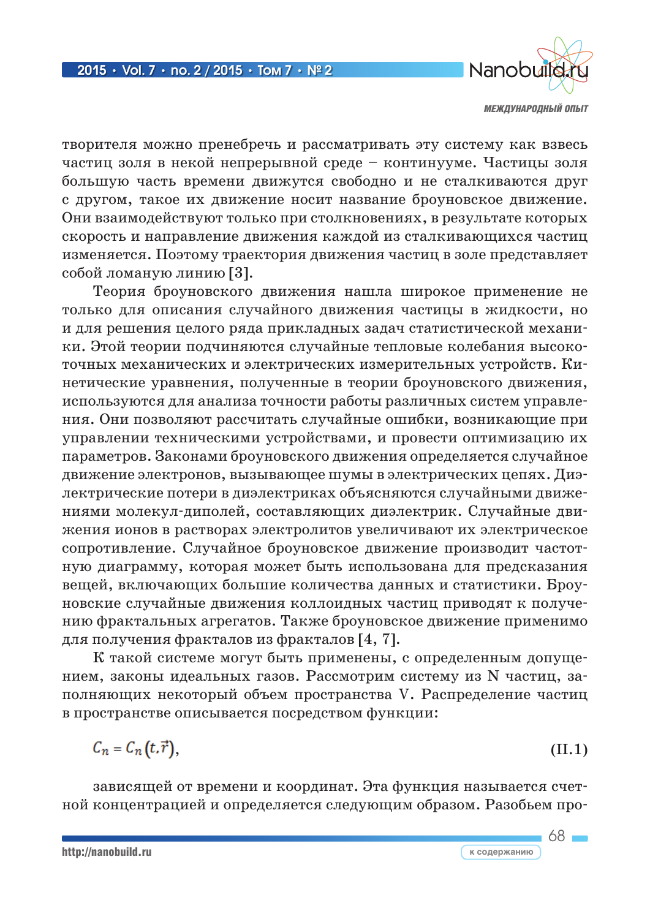творителя можно пренебречь и рассматривать эту систему как взвесь частиц золя в некой непрерывной среде – континууме. Частицы золя большую часть времени движутся свободно и не сталкиваются друг с другом, такое их движение носит название броуновское движение. Они взаимодействуют только при столкновениях, в результате которых скорость и направление движения каждой из сталкивающихся частиц изменяется. Поэтому траектория движения частиц в золе представляет собой ломаную линию [3].

Теория броуновского движения нашла широкое применение не только для описания случайного движения частицы в жидкости, но и для решения целого ряда прикладных задач статистической механики. Этой теории подчиняются случайные тепловые колебания высокоточных механических и электрических измерительных устройств. Кинетические уравнения, полученные в теории броуновского движения, используются для анализа точности работы различных систем управления. Они позволяют рассчитать случайные ошибки, возникающие при управлении техническими устройствами, и провести оптимизацию их параметров. Законами броуновского движения определяется случайное движение электронов, вызывающее шумы в электрических цепях. Диэлектрические потери в диэлектриках объясняются случайными движениями молекул-диполей, составляющих диэлектрик. Случайные движения ионов в растворах электролитов увеличивают их электрическое сопротивление. Случайное броуновское движение производит частотную диаграмму, которая может быть использована для предсказания вещей, включающих большие количества данных и статистики. Броуновские случайные движения коллоидных частиц приводят к получению фрактальных агрегатов. Также броуновское движение применимо для получения фракталов из фракталов [4, 7].

К такой системе могут быть применены, с определенным допущением, законы идеальных газов. Рассмотрим систему из N частиц, заполняющих некоторый объем пространства V. Распределение частиц в пространстве описывается посредством функции:

$$C_n = C_n(t,\vec{r}), \tag{II.1}$$

зависящей от времени и координат. Эта функция называется счетной концентрацией и определяется следующим образом. Разобьем про-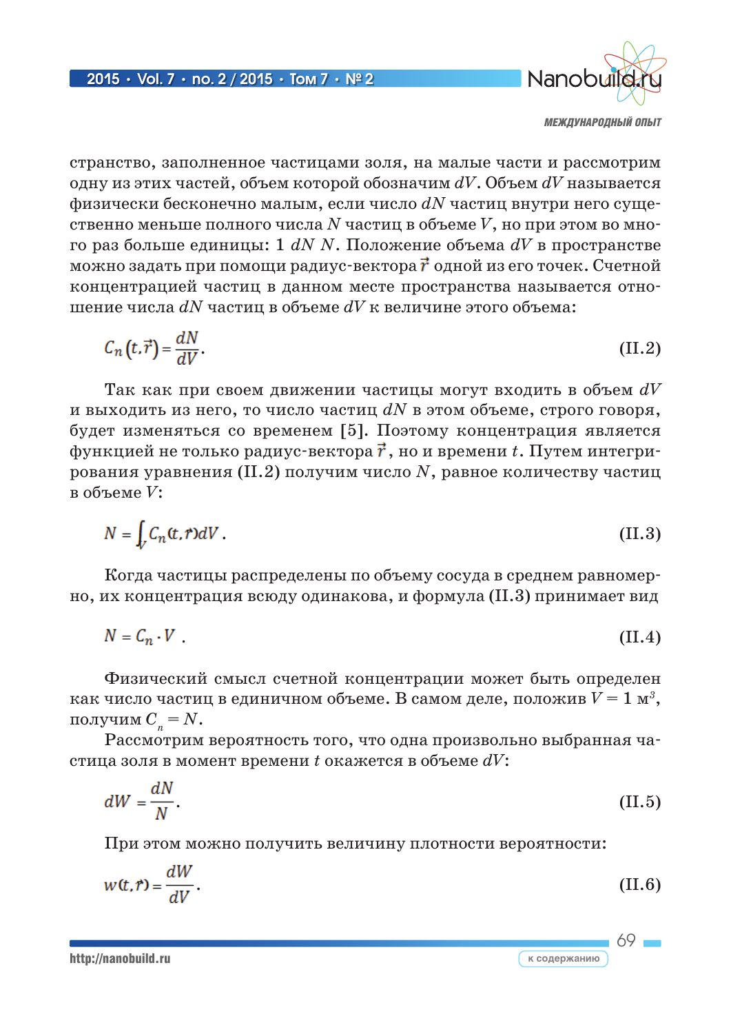странство, заполненное частицами золя, на малые части и рассмотрим одну из этих частей, объем которой обозначим $dV$. Объем $dV$ называется физически бесконечно малым, если число $dN$ частиц внутри него существенно меньше полного числа $N$ частиц в объеме $V$, но при этом во много раз больше единицы: 1 $dN$ $N$. Положение объема $dV$ в пространстве можно задать при помощи радиус-вектора $\vec{r}$ одной из его точек. Счетной концентрацией частиц в данном месте пространства называется отношение числа $dN$ частиц в объеме $dV$ к величине этого объема:

$$C_n(t,\vec{r}) = \frac{dN}{dV}. \tag{II.2}$$

Так как при своем движении частицы могут входить в объем $dV$ и выходить из него, то число частиц $dN$ в этом объеме, строго говоря, будет изменяться со временем [5]. Поэтому концентрация является функцией не только радиус-вектора $\vec{r}$, но и времени $t$. Путем интегрирования уравнения (II.2) получим число $N$, равное количеству частиц в объеме $V$:

$$N = \int_V C_n(t,\vec{r})dV. \tag{II.3}$$

Когда частицы распределены по объему сосуда в среднем равномерно, их концентрация всюду одинакова, и формула (II.3) принимает вид

$$N = C_n \cdot V. \tag{II.4}$$

Физический смысл счетной концентрации может быть определен как число частиц в единичном объеме. В самом деле, положив $V = 1$ м$^3$, получим $C_n = N$.

Рассмотрим вероятность того, что одна произвольно выбранная частица золя в момент времени $t$ окажется в объеме $dV$:

$$dW = \frac{dN}{N}. \tag{II.5}$$

При этом можно получить величину плотности вероятности:

$$w(t,\vec{r}) = \frac{dW}{dV}. \tag{II.6}$$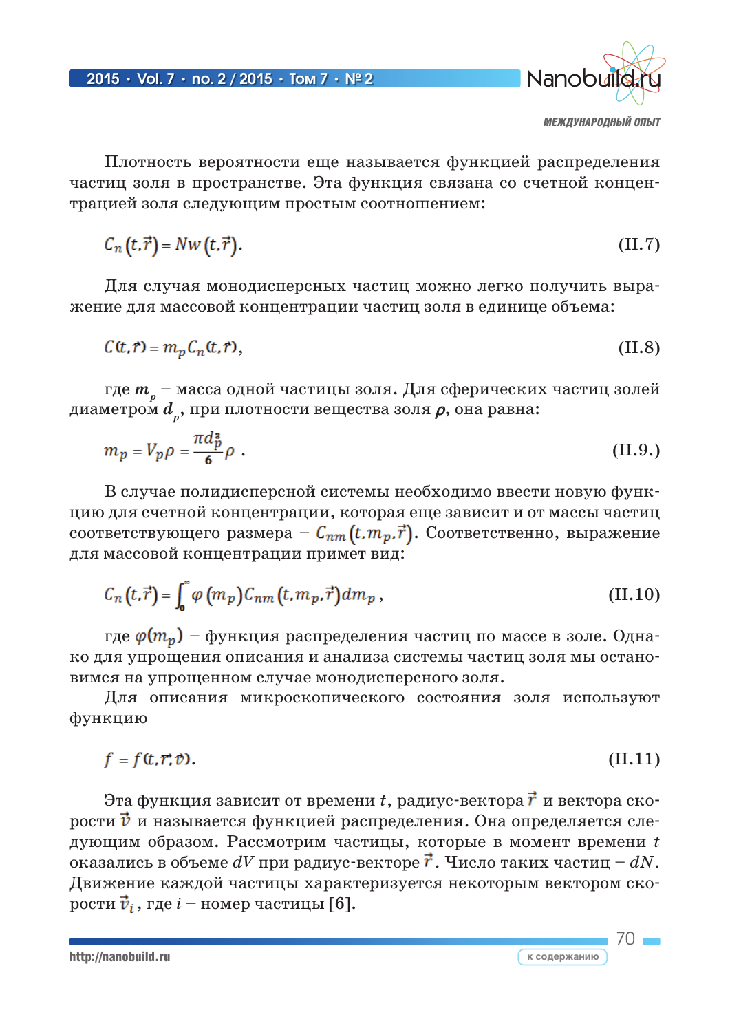Плотность вероятности еще называется функцией распределения частиц золя в пространстве. Эта функция связана со счетной концентрацией золя следующим простым соотношением:

$$C_n\left(t,\vec{r}\right) = Nw\left(t,\vec{r}\right). \tag{II.7}$$

Для случая монодисперсных частиц можно легко получить выражение для массовой концентрации частиц золя в единице объема:

$$C(t,\vec{r}) = m_p C_n(t,\vec{r}), \tag{II.8}$$

где $\boldsymbol{m_p}$ – масса одной частицы золя. Для сферических частиц золей диаметром $\boldsymbol{d_p}$, при плотности вещества золя $\boldsymbol{\rho}$, она равна:

$$m_p = V_p \rho = \frac{\pi d_p^3}{6}\rho\ . \tag{II.9.}$$

В случае полидисперсной системы необходимо ввести новую функцию для счетной концентрации, которая еще зависит и от массы частиц соответствующего размера – $C_{nm}\left(t,m_p,\vec{r}\right)$. Соответственно, выражение для массовой концентрации примет вид:

$$C_n\left(t,\vec{r}\right) = \int_0^{\infty} \varphi\left(m_p\right) C_{nm}\left(t,m_p,\vec{r}\right) dm_p\,, \tag{II.10}$$

где $\varphi(m_p)$ – функция распределения частиц по массе в золе. Однако для упрощения описания и анализа системы частиц золя мы остановимся на упрощенном случае монодисперсного золя.

Для описания микроскопического состояния золя используют функцию

$$f = f(t,\vec{r},\vec{v}). \tag{II.11}$$

Эта функция зависит от времени $t$, радиус-вектора $\vec{r}$ и вектора скорости $\vec{v}$ и называется функцией распределения. Она определяется следующим образом. Рассмотрим частицы, которые в момент времени $t$ оказались в объеме $dV$ при радиус-векторе $\vec{r}$. Число таких частиц – $dN$. Движение каждой частицы характеризуется некоторым вектором скорости $\vec{v}_i$, где $i$ – номер частицы [6].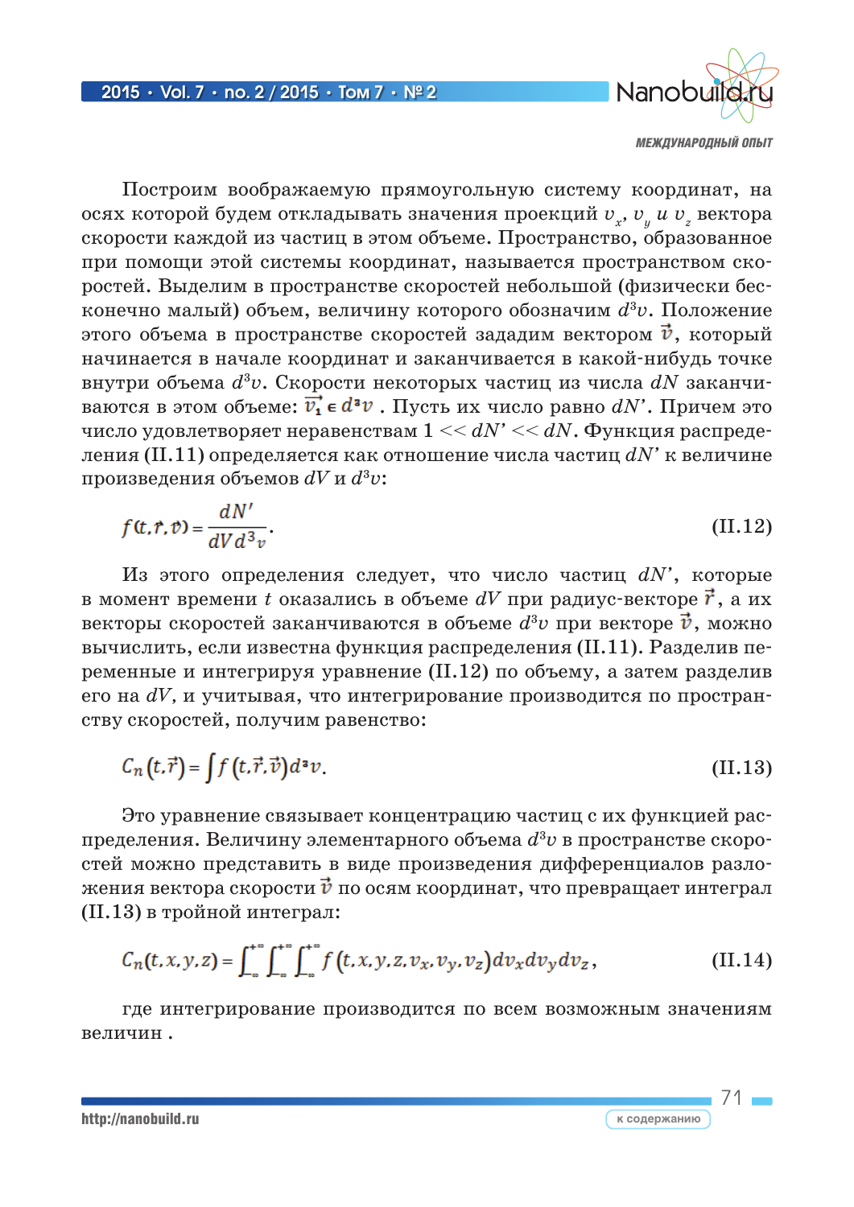Построим воображаемую прямоугольную систему координат, на осях которой будем откладывать значения проекций $v_x$, $v_y$ и $v_z$ вектора скорости каждой из частиц в этом объеме. Пространство, образованное при помощи этой системы координат, называется пространством скоростей. Выделим в пространстве скоростей небольшой (физически бесконечно малый) объем, величину которого обозначим $d^3v$. Положение этого объема в пространстве скоростей зададим вектором $\vec{v}$, который начинается в начале координат и заканчивается в какой-нибудь точке внутри объема $d^3v$. Скорости некоторых частиц из числа $dN$ заканчиваются в этом объеме: $\vec{v_1} \in d^3v$ . Пусть их число равно $dN'$. Причем это число удовлетворяет неравенствам $1 << dN' << dN$. Функция распределения (II.11) определяется как отношение числа частиц $dN'$ к величине произведения объемов $dV$ и $d^3v$:

$$f(t,\vec{r},\vec{v}) = \frac{dN'}{dV\,d^3v}. \tag{II.12}$$

Из этого определения следует, что число частиц $dN'$, которые в момент времени $t$ оказались в объеме $dV$ при радиус-векторе $\vec{r}$, а их векторы скоростей заканчиваются в объеме $d^3v$ при векторе $\vec{v}$, можно вычислить, если известна функция распределения (II.11). Разделив переменные и интегрируя уравнение (II.12) по объему, а затем разделив его на $dV$, и учитывая, что интегрирование производится по пространству скоростей, получим равенство:

$$C_n(t,\vec{r}) = \int f(t,\vec{r},\vec{v})\,d^3v. \tag{II.13}$$

Это уравнение связывает концентрацию частиц с их функцией распределения. Величину элементарного объема $d^3v$ в пространстве скоростей можно представить в виде произведения дифференциалов разложения вектора скорости $\vec{v}$ по осям координат, что превращает интеграл (II.13) в тройной интеграл:

$$C_n(t,x,y,z) = \int_{-\infty}^{+\infty}\int_{-\infty}^{+\infty}\int_{-\infty}^{+\infty} f(t,x,y,z,v_x,v_y,v_z)\,dv_x dv_y dv_z, \tag{II.14}$$

где интегрирование производится по всем возможным значениям величин .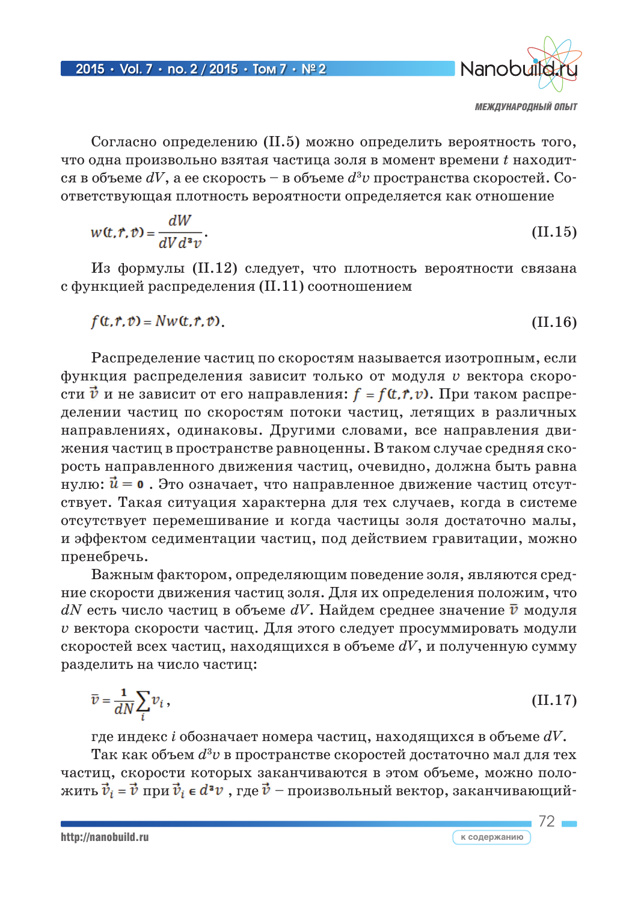Согласно определению (II.5) можно определить вероятность того, что одна произвольно взятая частица золя в момент времени $t$ находится в объеме $dV$, а ее скорость – в объеме $d^3v$ пространства скоростей. Соответствующая плотность вероятности определяется как отношение

$$w(t,\vec{r},\vec{v}) = \frac{dW}{dV\,d^3v}. \tag{II.15}$$

Из формулы (II.12) следует, что плотность вероятности связана с функцией распределения (II.11) соотношением

$$f(t,\vec{r},\vec{v}) = Nw(t,\vec{r},\vec{v}). \tag{II.16}$$

Распределение частиц по скоростям называется изотропным, если функция распределения зависит только от модуля $v$ вектора скорости $\vec{v}$ и не зависит от его направления: $f = f(t,\vec{r},v)$. При таком распределении частиц по скоростям потоки частиц, летящих в различных направлениях, одинаковы. Другими словами, все направления движения частиц в пространстве равноценны. В таком случае средняя скорость направленного движения частиц, очевидно, должна быть равна нулю: $\vec{u} = \mathbf{0}$ . Это означает, что направленное движение частиц отсутствует. Такая ситуация характерна для тех случаев, когда в системе отсутствует перемешивание и когда частицы золя достаточно малы, и эффектом седиментации частиц, под действием гравитации, можно пренебречь.

Важным фактором, определяющим поведение золя, являются средние скорости движения частиц золя. Для их определения положим, что $dN$ есть число частиц в объеме $dV$. Найдем среднее значение $\bar{v}$ модуля $v$ вектора скорости частиц. Для этого следует просуммировать модули скоростей всех частиц, находящихся в объеме $dV$, и полученную сумму разделить на число частиц:

$$\bar{v} = \frac{1}{dN}\sum_i v_i, \tag{II.17}$$

где индекс $i$ обозначает номера частиц, находящихся в объеме $dV$.

Так как объем $d^3v$ в пространстве скоростей достаточно мал для тех частиц, скорости которых заканчиваются в этом объеме, можно положить $\vec{v}_i = \vec{v}$ при $\vec{v}_i \in d^3v$ , где $\vec{v}$ – произвольный вектор, заканчивающий-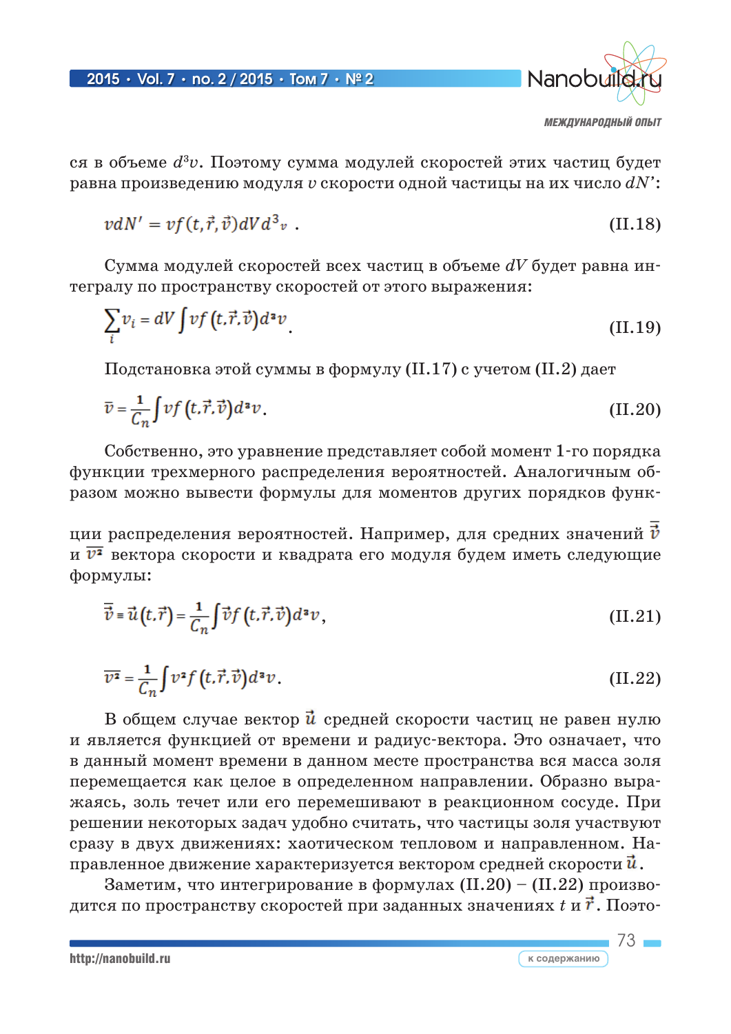ся в объеме $d^3v$. Поэтому сумма модулей скоростей этих частиц будет равна произведению модуля $v$ скорости одной частицы на их число $dN'$:

$$vdN' = vf(t,\vec{r},\vec{v})dV d^3{}_v \ . \tag{II.18}$$

Сумма модулей скоростей всех частиц в объеме $dV$ будет равна интегралу по пространству скоростей от этого выражения:

$$\sum_i v_i = dV \int vf(t,\vec{r},\vec{v})d^3v \ . \tag{II.19}$$

Подстановка этой суммы в формулу (II.17) с учетом (II.2) дает

$$\bar{v} = \frac{1}{C_n}\int vf(t,\vec{r},\vec{v})d^3v. \tag{II.20}$$

Собственно, это уравнение представляет собой момент 1-го порядка функции трехмерного распределения вероятностей. Аналогичным образом можно вывести формулы для моментов других порядков функции распределения вероятностей. Например, для средних значений $\bar{\vec{v}}$ и $\overline{v^2}$ вектора скорости и квадрата его модуля будем иметь следующие формулы:

$$\bar{\vec{v}} = \vec{u}(t,\vec{r}) = \frac{1}{C_n}\int \vec{v}f(t,\vec{r},\vec{v})d^3v, \tag{II.21}$$

$$\overline{v^2} = \frac{1}{C_n}\int v^2 f(t,\vec{r},\vec{v})d^3v. \tag{II.22}$$

В общем случае вектор $\vec{u}$ средней скорости частиц не равен нулю и является функцией от времени и радиус-вектора. Это означает, что в данный момент времени в данном месте пространства вся масса золя перемещается как целое в определенном направлении. Образно выражаясь, золь течет или его перемешивают в реакционном сосуде. При решении некоторых задач удобно считать, что частицы золя участвуют сразу в двух движениях: хаотическом тепловом и направленном. Направленное движение характеризуется вектором средней скорости $\vec{u}$.

Заметим, что интегрирование в формулах (II.20) – (II.22) производится по пространству скоростей при заданных значениях $t$ и $\vec{r}$. Поэто-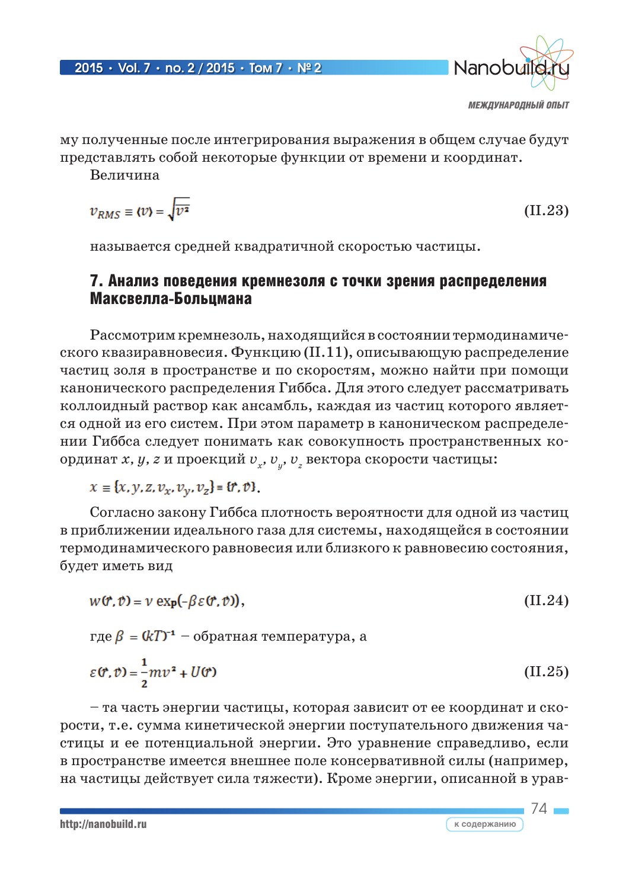му полученные после интегрирования выражения в общем случае будут представлять собой некоторые функции от времени и координат.

Величина

$$v_{RMS} \equiv \langle v \rangle = \sqrt{\overline{v^2}} \tag{II.23}$$

называется средней квадратичной скоростью частицы.

## 7. Анализ поведения кремнезоля с точки зрения распределения Максвелла-Больцмана

Рассмотрим кремнезоль, находящийся в состоянии термодинамического квазиравновесия. Функцию (II.11), описывающую распределение частиц золя в пространстве и по скоростям, можно найти при помощи канонического распределения Гиббса. Для этого следует рассматривать коллоидный раствор как ансамбль, каждая из частиц которого является одной из его систем. При этом параметр в каноническом распределении Гиббса следует понимать как совокупность пространственных координат $x$, $y$, $z$ и проекций $v_x$, $v_y$, $v_z$ вектора скорости частицы:

$$x \equiv \{x, y, z, v_x, v_y, v_z\} = \{\vec{r}, \vec{v}\}.$$

Согласно закону Гиббса плотность вероятности для одной из частиц в приближении идеального газа для системы, находящейся в состоянии термодинамического равновесия или близкого к равновесию состояния, будет иметь вид

$$w(\vec{r}, \vec{v}) = \nu \exp(-\beta \varepsilon(\vec{r}, \vec{v})), \tag{II.24}$$

где $\beta = (kT)^{-1}$ – обратная температура, а

$$\varepsilon(\vec{r}, \vec{v}) = \frac{1}{2} m v^2 + U(\vec{r}) \tag{II.25}$$

– та часть энергии частицы, которая зависит от ее координат и скорости, т.е. сумма кинетической энергии поступательного движения частицы и ее потенциальной энергии. Это уравнение справедливо, если в пространстве имеется внешнее поле консервативной силы (например, на частицы действует сила тяжести). Кроме энергии, описанной в урав-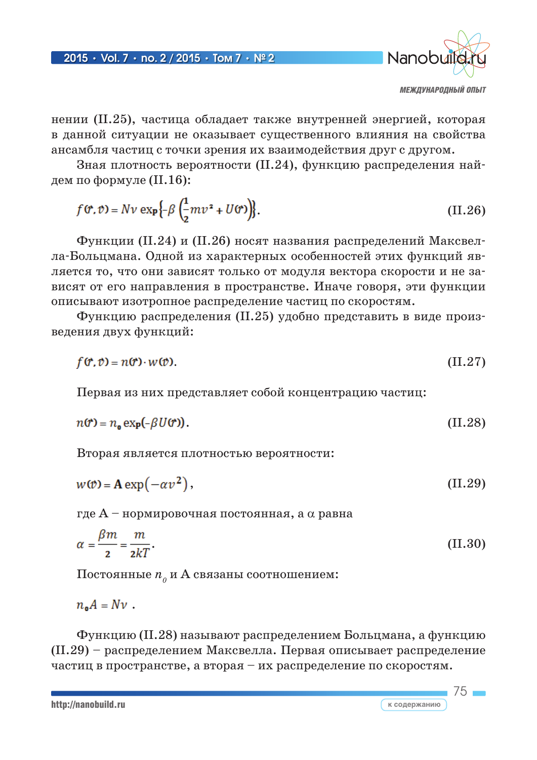нении (II.25), частица обладает также внутренней энергией, которая в данной ситуации не оказывает существенного влияния на свойства ансамбля частиц с точки зрения их взаимодействия друг с другом.

Зная плотность вероятности (II.24), функцию распределения найдем по формуле (II.16):

$$f(\vec{r},\vec{v}) = N\nu \exp\left\{-\beta\left(\frac{1}{2}mv^2 + U(\vec{r})\right)\right\}. \tag{II.26}$$

Функции (II.24) и (II.26) носят названия распределений Максвелла-Больцмана. Одной из характерных особенностей этих функций является то, что они зависят только от модуля вектора скорости и не зависят от его направления в пространстве. Иначе говоря, эти функции описывают изотропное распределение частиц по скоростям.

Функцию распределения (II.25) удобно представить в виде произведения двух функций:

$$f(\vec{r},\vec{v}) = n(\vec{r})\cdot w(\vec{v}). \tag{II.27}$$

Первая из них представляет собой концентрацию частиц:

$$n(\vec{r}) = n_0 \exp(-\beta U(\vec{r})). \tag{II.28}$$

Вторая является плотностью вероятности:

$$w(\vec{v}) = \mathbf{A}\exp\left(-\alpha v^2\right), \tag{II.29}$$

где A – нормировочная постоянная, а $\alpha$ равна

$$\alpha = \frac{\beta m}{2} = \frac{m}{2kT}. \tag{II.30}$$

Постоянные $n_0$ и A связаны соотношением:

$$n_0 A = N\nu .$$

Функцию (II.28) называют распределением Больцмана, а функцию (II.29) – распределением Максвелла. Первая описывает распределение частиц в пространстве, а вторая – их распределение по скоростям.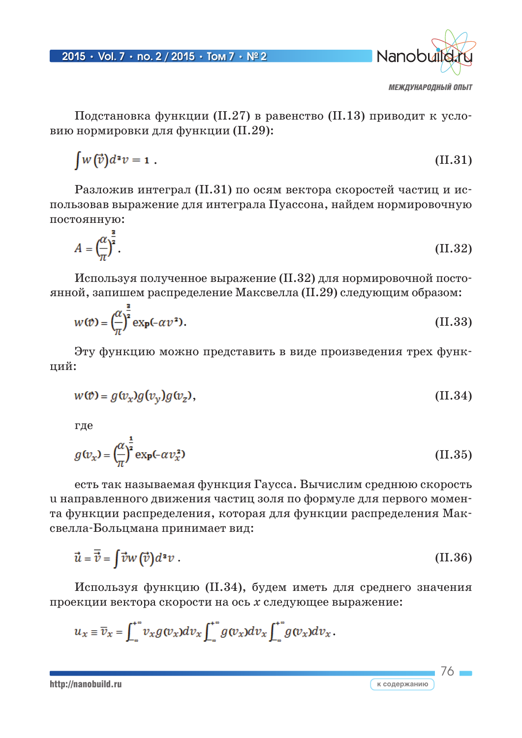Подстановка функции (II.27) в равенство (II.13) приводит к условию нормировки для функции (II.29):

$$\int w(\vec{v})d^3v = 1\,. \qquad \text{(II.31)}$$

Разложив интеграл (II.31) по осям вектора скоростей частиц и использовав выражение для интеграла Пуассона, найдем нормировочную постоянную:

$$A = \left(\frac{\alpha}{\pi}\right)^{\frac{3}{2}}. \qquad \text{(II.32)}$$

Используя полученное выражение (II.32) для нормировочной постоянной, запишем распределение Максвелла (II.29) следующим образом:

$$w(\vec{v}) = \left(\frac{\alpha}{\pi}\right)^{\frac{3}{2}} \exp(-\alpha v^2). \qquad \text{(II.33)}$$

Эту функцию можно представить в виде произведения трех функций:

$$w(\vec{v}) = g(v_x)g(v_y)g(v_z), \qquad \text{(II.34)}$$

где

$$g(v_x) = \left(\frac{\alpha}{\pi}\right)^{\frac{1}{2}} \exp(-\alpha v_x^2) \qquad \text{(II.35)}$$

есть так называемая функция Гаусса. Вычислим среднюю скорость u направленного движения частиц золя по формуле для первого момента функции распределения, которая для функции распределения Максвелла-Больцмана принимает вид:

$$\vec{u} = \bar{\vec{v}} = \int \vec{v} w(\vec{v})d^3v\,. \qquad \text{(II.36)}$$

Используя функцию (II.34), будем иметь для среднего значения проекции вектора скорости на ось $x$ следующее выражение:

$$u_x \equiv \bar{v}_x = \int_{-\infty}^{+\infty} v_x g(v_x)dv_x \int_{-\infty}^{+\infty} g(v_x)dv_x \int_{-\infty}^{+\infty} g(v_x)dv_x\,.$$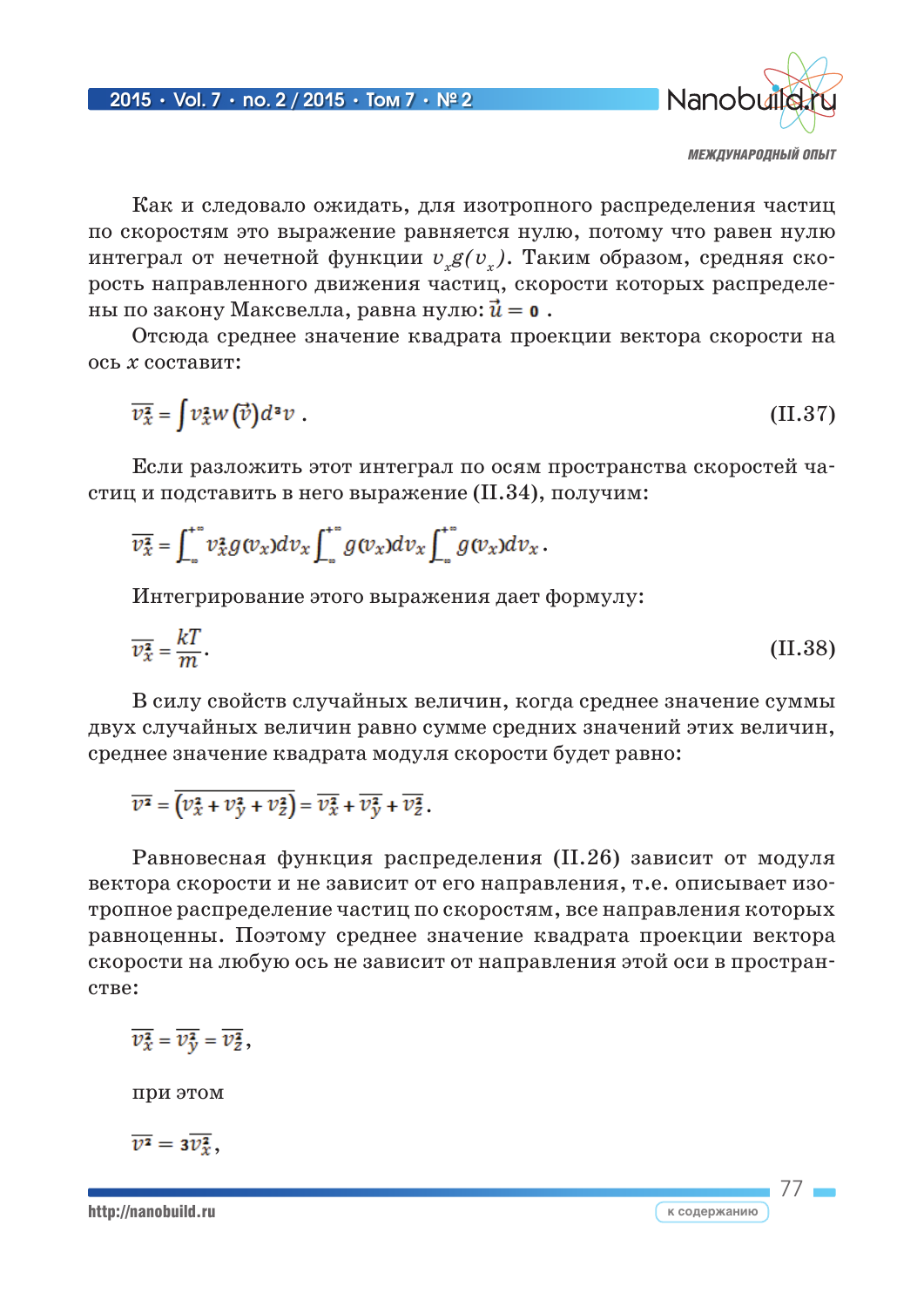Как и следовало ожидать, для изотропного распределения частиц по скоростям это выражение равняется нулю, потому что равен нулю интеграл от нечетной функции $v_x g(v_x)$. Таким образом, средняя скорость направленного движения частиц, скорости которых распределены по закону Максвелла, равна нулю: $\vec{u} = \mathbf{0}$ .

Отсюда среднее значение квадрата проекции вектора скорости на ось $x$ составит:

$$\overline{v_x^2} = \int v_x^2 w(\vec{v}) d^3 v \,. \tag{II.37}$$

Если разложить этот интеграл по осям пространства скоростей частиц и подставить в него выражение (II.34), получим:

$$\overline{v_x^2} = \int_{-\infty}^{+\infty} v_x^2 g(v_x) dv_x \int_{-\infty}^{+\infty} g(v_x) dv_x \int_{-\infty}^{+\infty} g(v_x) dv_x \,.$$

Интегрирование этого выражения дает формулу:

$$\overline{v_x^2} = \frac{kT}{m} \,. \tag{II.38}$$

В силу свойств случайных величин, когда среднее значение суммы двух случайных величин равно сумме средних значений этих величин, среднее значение квадрата модуля скорости будет равно:

$$\overline{v^2} = \overline{\left(v_x^2 + v_y^2 + v_z^2\right)} = \overline{v_x^2} + \overline{v_y^2} + \overline{v_z^2} \,.$$

Равновесная функция распределения (II.26) зависит от модуля вектора скорости и не зависит от его направления, т.е. описывает изотропное распределение частиц по скоростям, все направления которых равноценны. Поэтому среднее значение квадрата проекции вектора скорости на любую ось не зависит от направления этой оси в пространстве:

$$\overline{v_x^2} = \overline{v_y^2} = \overline{v_z^2} \,,$$

при этом

$$\overline{v^2} = 3\overline{v_x^2} \,,$$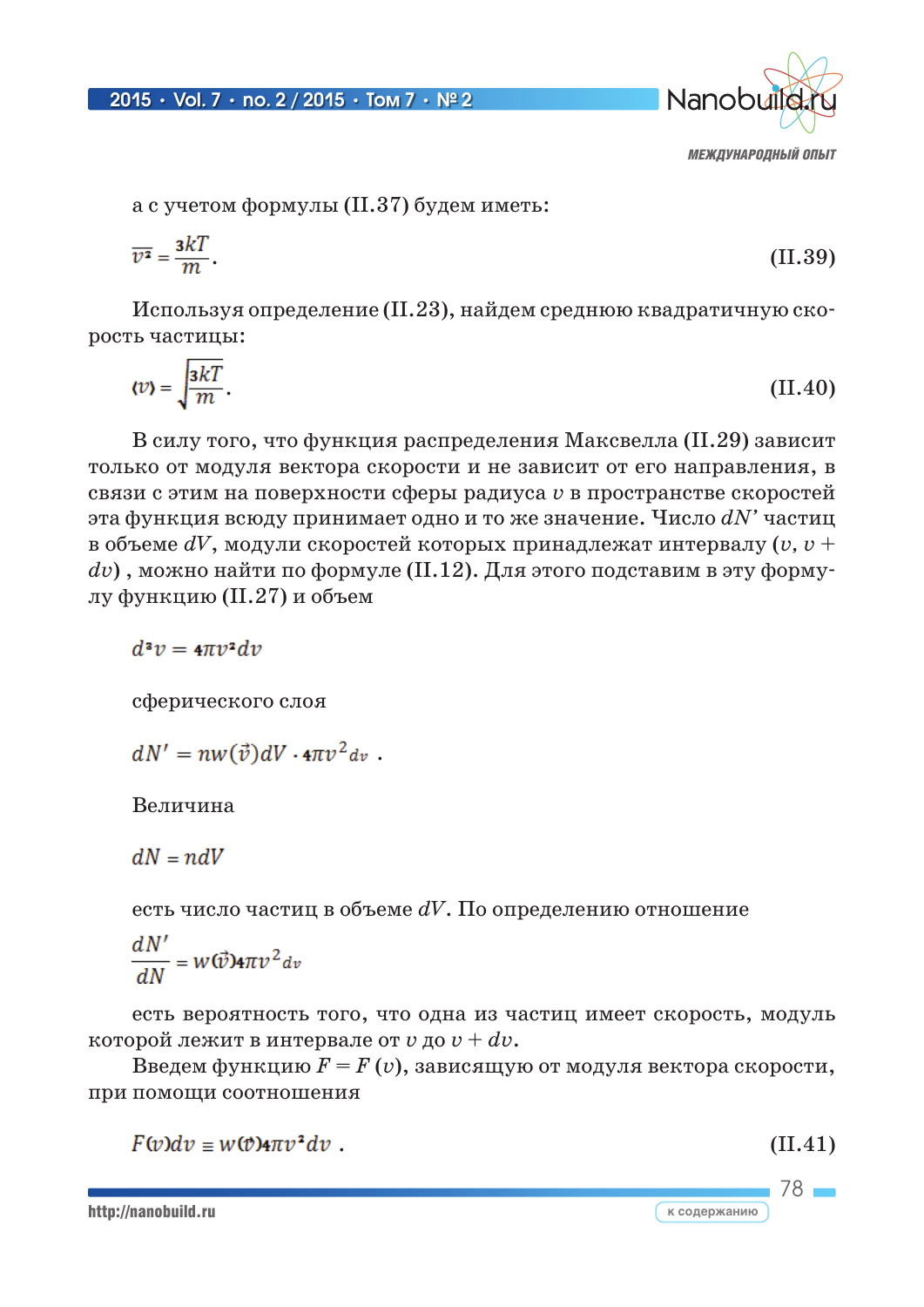а с учетом формулы (II.37) будем иметь:

$$\overline{v^2} = \frac{3kT}{m}. \qquad \text{(II.39)}$$

Используя определение (II.23), найдем среднюю квадратичную скорость частицы:

$$\langle v \rangle = \sqrt{\frac{3kT}{m}}. \qquad \text{(II.40)}$$

В силу того, что функция распределения Максвелла (II.29) зависит только от модуля вектора скорости и не зависит от его направления, в связи с этим на поверхности сферы радиуса $v$ в пространстве скоростей эта функция всюду принимает одно и то же значение. Число $dN'$ частиц в объеме $dV$, модули скоростей которых принадлежат интервалу $(v, v + dv)$ , можно найти по формуле (II.12). Для этого подставим в эту формулу функцию (II.27) и объем

$$d^3v = 4\pi v^2 dv$$

сферического слоя

$$dN' = nw(\vec{v})dV \cdot 4\pi v^2 dv \ .$$

Величина

$$dN = ndV$$

есть число частиц в объеме $dV$. По определению отношение

$$\frac{dN'}{dN} = w(\vec{v})4\pi v^2 dv$$

есть вероятность того, что одна из частиц имеет скорость, модуль которой лежит в интервале от $v$ до $v + dv$.

Введем функцию $F = F(v)$, зависящую от модуля вектора скорости, при помощи соотношения

$$F(v)dv \equiv w(\vec{v})4\pi v^2 dv \ . \qquad \text{(II.41)}$$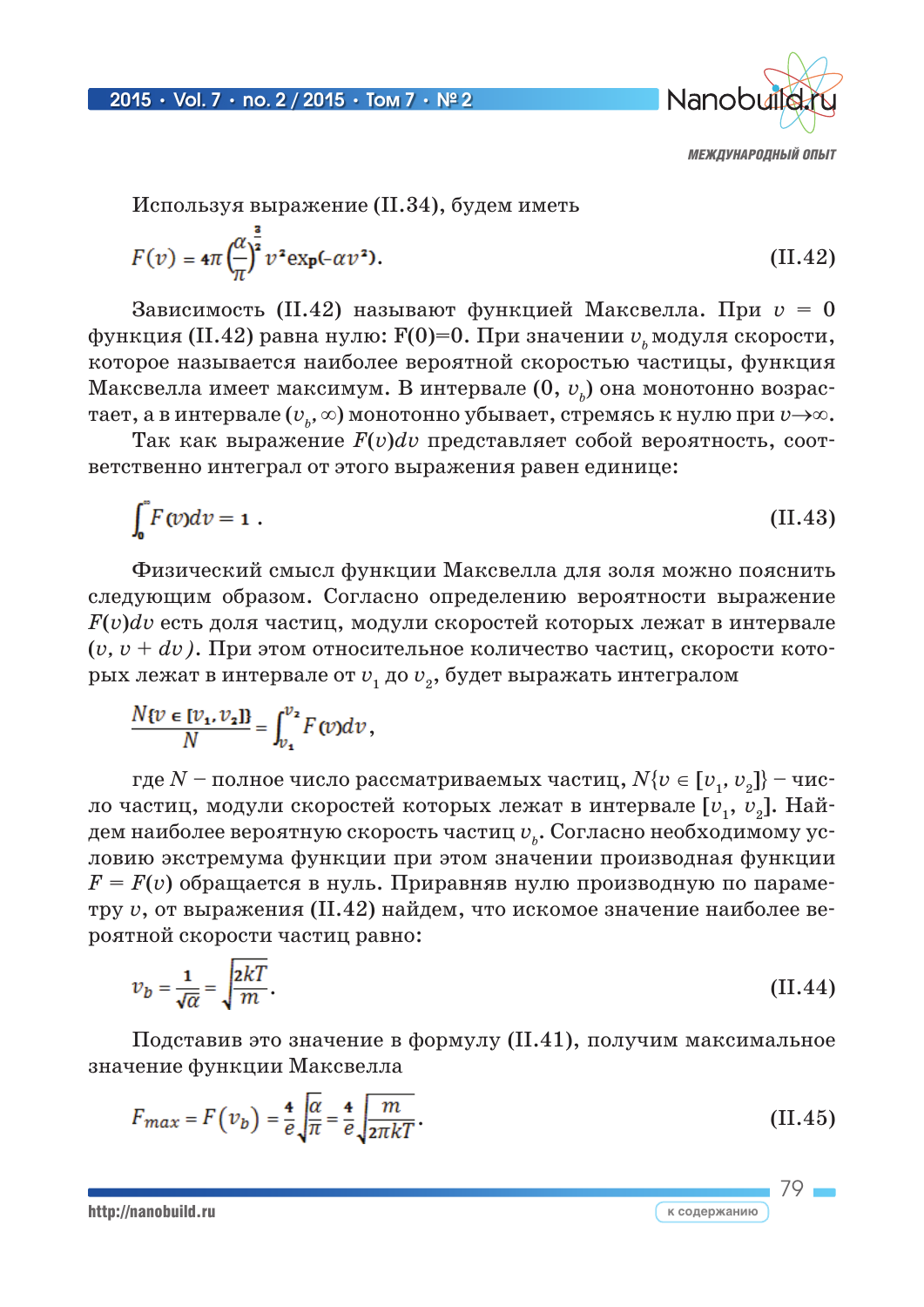Используя выражение (II.34), будем иметь

$$F(v) = 4\pi\left(\frac{\alpha}{\pi}\right)^{\frac{3}{2}} v^2 \exp(-\alpha v^2). \tag{II.42}$$

Зависимость (II.42) называют функцией Максвелла. При $v = 0$ функция (II.42) равна нулю: F(0)=0. При значении $v_b$ модуля скорости, которое называется наиболее вероятной скоростью частицы, функция Максвелла имеет максимум. В интервале $(0, v_b)$ она монотонно возрастает, а в интервале $(v_b, \infty)$ монотонно убывает, стремясь к нулю при $v \to \infty$.

Так как выражение $F(v)dv$ представляет собой вероятность, соответственно интеграл от этого выражения равен единице:

$$\int_0^{\infty} F(v)dv = 1\,. \tag{II.43}$$

Физический смысл функции Максвелла для золя можно пояснить следующим образом. Согласно определению вероятности выражение $F(v)dv$ есть доля частиц, модули скоростей которых лежат в интервале $(v, v + dv)$. При этом относительное количество частиц, скорости которых лежат в интервале от $v_1$ до $v_2$, будет выражать интегралом

$$\frac{N\{v \in [v_1, v_2]\}}{N} = \int_{v_1}^{v_2} F(v)dv\,,$$

где $N$ – полное число рассматриваемых частиц, $N\{v \in [v_1, v_2]\}$ – число частиц, модули скоростей которых лежат в интервале $[v_1, v_2]$. Найдем наиболее вероятную скорость частиц $v_b$. Согласно необходимому условию экстремума функции при этом значении производная функции $F = F(v)$ обращается в нуль. Приравняв нулю производную по параметру $v$, от выражения (II.42) найдем, что искомое значение наиболее вероятной скорости частиц равно:

$$v_b = \frac{1}{\sqrt{\alpha}} = \sqrt{\frac{2kT}{m}}. \tag{II.44}$$

Подставив это значение в формулу (II.41), получим максимальное значение функции Максвелла

$$F_{max} = F(v_b) = \frac{4}{e}\sqrt{\frac{\alpha}{\pi}} = \frac{4}{e}\sqrt{\frac{m}{2\pi kT}}. \tag{II.45}$$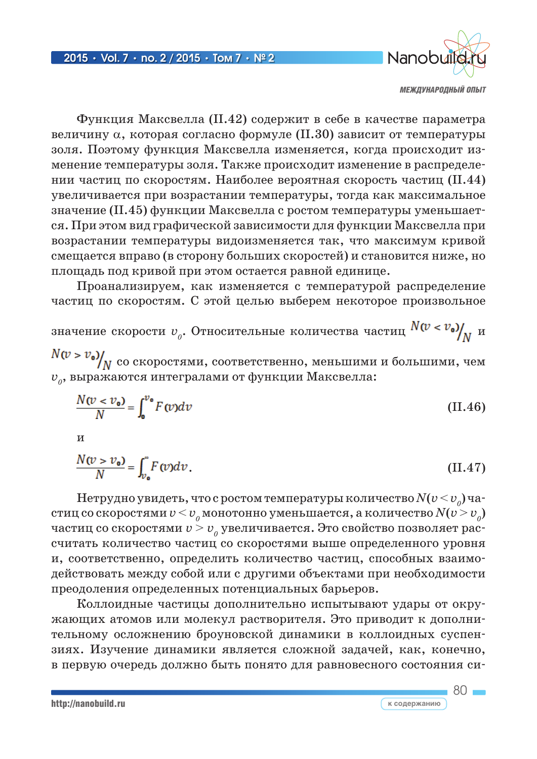Функция Максвелла (II.42) содержит в себе в качестве параметра величину $\alpha$, которая согласно формуле (II.30) зависит от температуры золя. Поэтому функция Максвелла изменяется, когда происходит изменение температуры золя. Также происходит изменение в распределении частиц по скоростям. Наиболее вероятная скорость частиц (II.44) увеличивается при возрастании температуры, тогда как максимальное значение (II.45) функции Максвелла с ростом температуры уменьшается. При этом вид графической зависимости для функции Максвелла при возрастании температуры видоизменяется так, что максимум кривой смещается вправо (в сторону больших скоростей) и становится ниже, но площадь под кривой при этом остается равной единице.

Проанализируем, как изменяется с температурой распределение частиц по скоростям. С этой целью выберем некоторое произвольное значение скорости $v_0$. Относительные количества частиц $N(v < v_0)/N$ и $N(v > v_0)/N$ со скоростями, соответственно, меньшими и большими, чем $v_0$, выражаются интегралами от функции Максвелла:

$$\frac{N(v < v_0)}{N} = \int_0^{v_0} F(v)dv \tag{II.46}$$

и

$$\frac{N(v > v_0)}{N} = \int_{v_0}^{\infty} F(v)dv. \tag{II.47}$$

Нетрудно увидеть, что с ростом температуры количество $N(v < v_0)$ частиц со скоростями $v < v_0$ монотонно уменьшается, а количество $N(v > v_0)$ частиц со скоростями $v > v_0$ увеличивается. Это свойство позволяет рассчитать количество частиц со скоростями выше определенного уровня и, соответственно, определить количество частиц, способных взаимодействовать между собой или с другими объектами при необходимости преодоления определенных потенциальных барьеров.

Коллоидные частицы дополнительно испытывают удары от окружающих атомов или молекул растворителя. Это приводит к дополнительному осложнению броуновской динамики в коллоидных суспензиях. Изучение динамики является сложной задачей, как, конечно, в первую очередь должно быть понято для равновесного состояния си-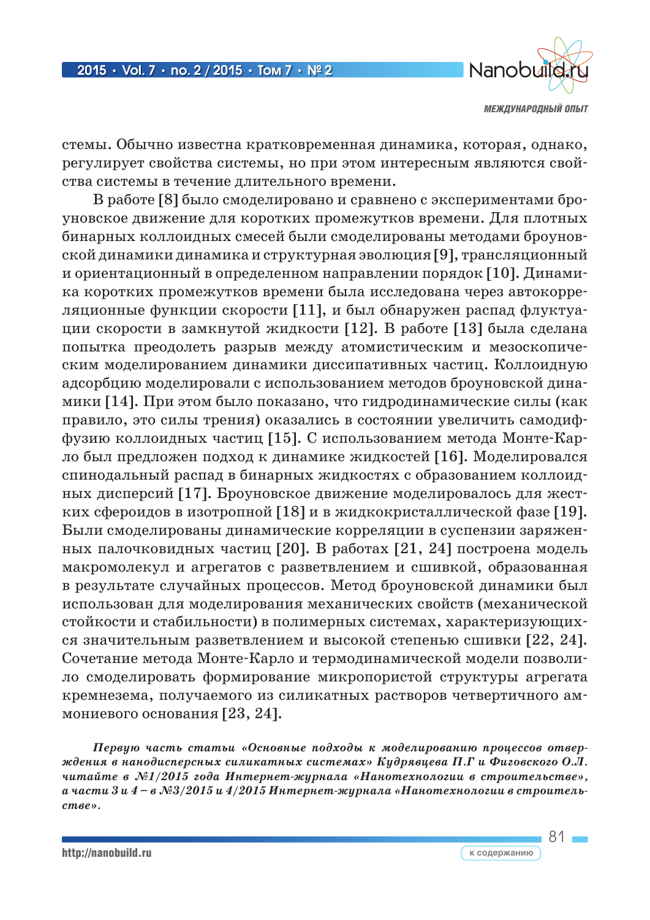стемы. Обычно известна кратковременная динамика, которая, однако, регулирует свойства системы, но при этом интересным являются свойства системы в течение длительного времени.

В работе [8] было смоделировано и сравнено с экспериментами броуновское движение для коротких промежутков времени. Для плотных бинарных коллоидных смесей были смоделированы методами броуновской динамики динамика и структурная эволюция [9], трансляционный и ориентационный в определенном направлении порядок [10]. Динамика коротких промежутков времени была исследована через автокорреляционные функции скорости [11], и был обнаружен распад флуктуации скорости в замкнутой жидкости [12]. В работе [13] была сделана попытка преодолеть разрыв между атомистическим и мезоскопическим моделированием динамики диссипативных частиц. Коллоидную адсорбцию моделировали с использованием методов броуновской динамики [14]. При этом было показано, что гидродинамические силы (как правило, это силы трения) оказались в состоянии увеличить самодиффузию коллоидных частиц [15]. С использованием метода Монте-Карло был предложен подход к динамике жидкостей [16]. Моделировался спинодальный распад в бинарных жидкостях с образованием коллоидных дисперсий [17]. Броуновское движение моделировалось для жестких сфероидов в изотропной [18] и в жидкокристаллической фазе [19]. Были смоделированы динамические корреляции в суспензии заряженных палочковидных частиц [20]. В работах [21, 24] построена модель макромолекул и агрегатов с разветвлением и сшивкой, образованная в результате случайных процессов. Метод броуновской динамики был использован для моделирования механических свойств (механической стойкости и стабильности) в полимерных системах, характеризующихся значительным разветвлением и высокой степенью сшивки [22, 24]. Сочетание метода Монте-Карло и термодинамической модели позволило смоделировать формирование микропористой структуры агрегата кремнезема, получаемого из силикатных растворов четвертичного аммониевого основания [23, 24].

***Первую часть статьи «Основные подходы к моделированию процессов отверждения в нанодисперсных силикатных системах» Кудрявцева П.Г и Фиговского О.Л. читайте в №1/2015 года Интернет-журнала «Нанотехнологии в строительстве», а части 3 и 4 – в №3/2015 и 4/2015 Интернет-журнала «Нанотехнологии в строительстве».***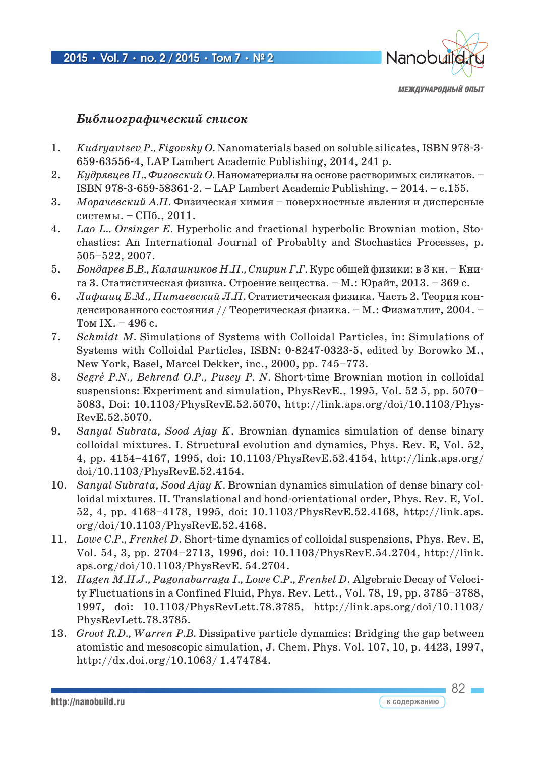### *Библиографический список*

1. *Kudryavtsev P., Figovsky O.* Nanomaterials based on soluble silicates, ISBN 978-3-659-63556-4, LAP Lambert Academic Publishing, 2014, 241 p.
2. *Кудрявцев П., Фиговский О.* Наноматериалы на основе растворимых силикатов. – ISBN 978-3-659-58361-2. – LAP Lambert Academic Publishing. – 2014. – с.155.
3. *Морачевский А.П.* Физическая химия – поверхностные явления и дисперсные системы. – СПб., 2011.
4. *Lao L., Orsinger E.* Hyperbolic and fractional hyperbolic Brownian motion, Stochastics: An International Journal of Probablty and Stochastics Processes, p. 505–522, 2007.
5. *Бондарев Б.В., Калашников Н.П., Спирин Г.Г.* Курс общей физики: в 3 кн. – Книга 3. Статистическая физика. Строение вещества. – М.: Юрайт, 2013. – 369 с.
6. *Лифшиц Е.М., Питаевский Л.П.* Статистическая физика. Часть 2. Теория конденсированного состояния // Теоретическая физика. – М.: Физматлит, 2004. – Том IX. – 496 с.
7. *Schmidt M.* Simulations of Systems with Colloidal Particles, in: Simulations of Systems with Colloidal Particles, ISBN: 0-8247-0323-5, edited by Borowko M., New York, Basel, Marcel Dekker, inc., 2000, pp. 745–773.
8. *Segrѐ P.N., Behrend O.P., Pusey P. N.* Short-time Brownian motion in colloidal suspensions: Experiment and simulation, PhysRevE., 1995, Vol. 52 5, pp. 5070–5083, Doi: 10.1103/PhysRevE.52.5070, http://link.aps.org/doi/10.1103/PhysRevE.52.5070.
9. *Sanyal Subrata, Sood Ajay K.* Brownian dynamics simulation of dense binary colloidal mixtures. I. Structural evolution and dynamics, Phys. Rev. E, Vol. 52, 4, pp. 4154–4167, 1995, doi: 10.1103/PhysRevE.52.4154, http://link.aps.org/doi/10.1103/PhysRevE.52.4154.
10. *Sanyal Subrata, Sood Ajay K.* Brownian dynamics simulation of dense binary colloidal mixtures. II. Translational and bond-orientational order, Phys. Rev. E, Vol. 52, 4, pp. 4168–4178, 1995, doi: 10.1103/PhysRevE.52.4168, http://link.aps.org/doi/10.1103/PhysRevE.52.4168.
11. *Lowe C.P., Frenkel D.* Short-time dynamics of colloidal suspensions, Phys. Rev. E, Vol. 54, 3, pp. 2704–2713, 1996, doi: 10.1103/PhysRevE.54.2704, http://link.aps.org/doi/10.1103/PhysRevE. 54.2704.
12. *Hagen M.H.J., Pagonabarraga I., Lowe C.P., Frenkel D.* Algebraic Decay of Velocity Fluctuations in a Confined Fluid, Phys. Rev. Lett., Vol. 78, 19, pp. 3785–3788, 1997, doi: 10.1103/PhysRevLett.78.3785, http://link.aps.org/doi/10.1103/PhysRevLett.78.3785.
13. *Groot R.D., Warren P.B.* Dissipative particle dynamics: Bridging the gap between atomistic and mesoscopic simulation, J. Chem. Phys. Vol. 107, 10, p. 4423, 1997, http://dx.doi.org/10.1063/ 1.474784.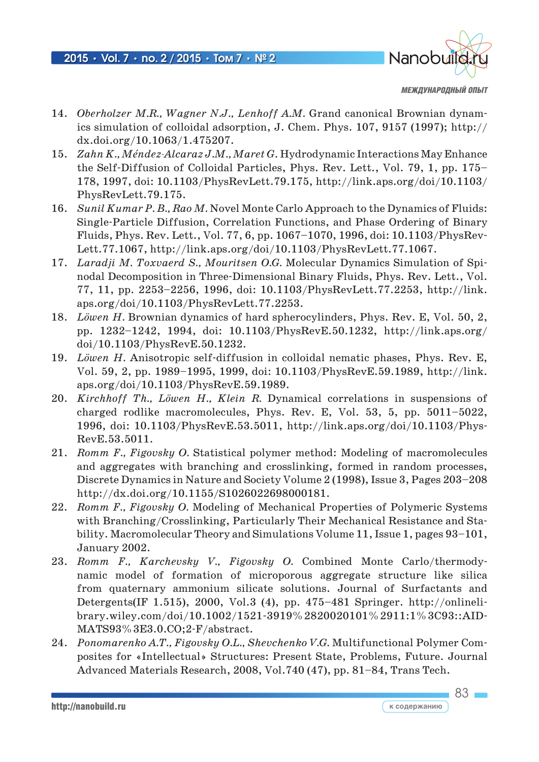14. *Oberholzer M.R., Wagner N.J., Lenhoff A.M.* Grand canonical Brownian dynamics simulation of colloidal adsorption, J. Chem. Phys. 107, 9157 (1997); http://dx.doi.org/10.1063/1.475207.
15. *Zahn K., Méndez-Alcaraz J.M., Maret G.* Hydrodynamic Interactions May Enhance the Self-Diffusion of Colloidal Particles, Phys. Rev. Lett., Vol. 79, 1, pp. 175–178, 1997, doi: 10.1103/PhysRevLett.79.175, http://link.aps.org/doi/10.1103/PhysRevLett.79.175.
16. *Sunil Kumar P. B., Rao M.* Novel Monte Carlo Approach to the Dynamics of Fluids: Single-Particle Diffusion, Correlation Functions, and Phase Ordering of Binary Fluids, Phys. Rev. Lett., Vol. 77, 6, pp. 1067–1070, 1996, doi: 10.1103/PhysRevLett.77.1067, http://link.aps.org/doi/10.1103/PhysRevLett.77.1067.
17. *Laradji M. Toxvaerd S., Mouritsen O.G.* Molecular Dynamics Simulation of Spinodal Decomposition in Three-Dimensional Binary Fluids, Phys. Rev. Lett., Vol. 77, 11, pp. 2253–2256, 1996, doi: 10.1103/PhysRevLett.77.2253, http://link.aps.org/doi/10.1103/PhysRevLett.77.2253.
18. *Löwen H.* Brownian dynamics of hard spherocylinders, Phys. Rev. E, Vol. 50, 2, pp. 1232–1242, 1994, doi: 10.1103/PhysRevE.50.1232, http://link.aps.org/doi/10.1103/PhysRevE.50.1232.
19. *Löwen H.* Anisotropic self-diffusion in colloidal nematic phases, Phys. Rev. E, Vol. 59, 2, pp. 1989–1995, 1999, doi: 10.1103/PhysRevE.59.1989, http://link.aps.org/doi/10.1103/PhysRevE.59.1989.
20. *Kirchhoff Th., Löwen H., Klein R.* Dynamical correlations in suspensions of charged rodlike macromolecules, Phys. Rev. E, Vol. 53, 5, pp. 5011–5022, 1996, doi: 10.1103/PhysRevE.53.5011, http://link.aps.org/doi/10.1103/PhysRevE.53.5011.
21. *Romm F., Figovsky O.* Statistical polymer method: Modeling of macromolecules and aggregates with branching and crosslinking, formed in random processes, Discrete Dynamics in Nature and Society Volume 2 (1998), Issue 3, Pages 203–208 http://dx.doi.org/10.1155/S1026022698000181.
22. *Romm F., Figovsky O.* Modeling of Mechanical Properties of Polymeric Systems with Branching/Crosslinking, Particularly Their Mechanical Resistance and Stability. Macromolecular Theory and Simulations Volume 11, Issue 1, pages 93–101, January 2002.
23. *Romm F., Karchevsky V., Figovsky O.* Combined Monte Carlo/thermodynamic model of formation of microporous aggregate structure like silica from quaternary ammonium silicate solutions. Journal of Surfactants and Detergents(IF 1.515), 2000, Vol.3 (4), pp. 475–481 Springer. http://onlinelibrary.wiley.com/doi/10.1002/1521-3919%2820020101%2911:1%3C93::AID-MATS93%3E3.0.CO;2-F/abstract.
24. *Ponomarenko A.T., Figovsky O.L., Shevchenko V.G.* Multifunctional Polymer Composites for «Intellectual» Structures: Present State, Problems, Future. Journal Advanced Materials Research, 2008, Vol.740 (47), pp. 81–84, Trans Tech.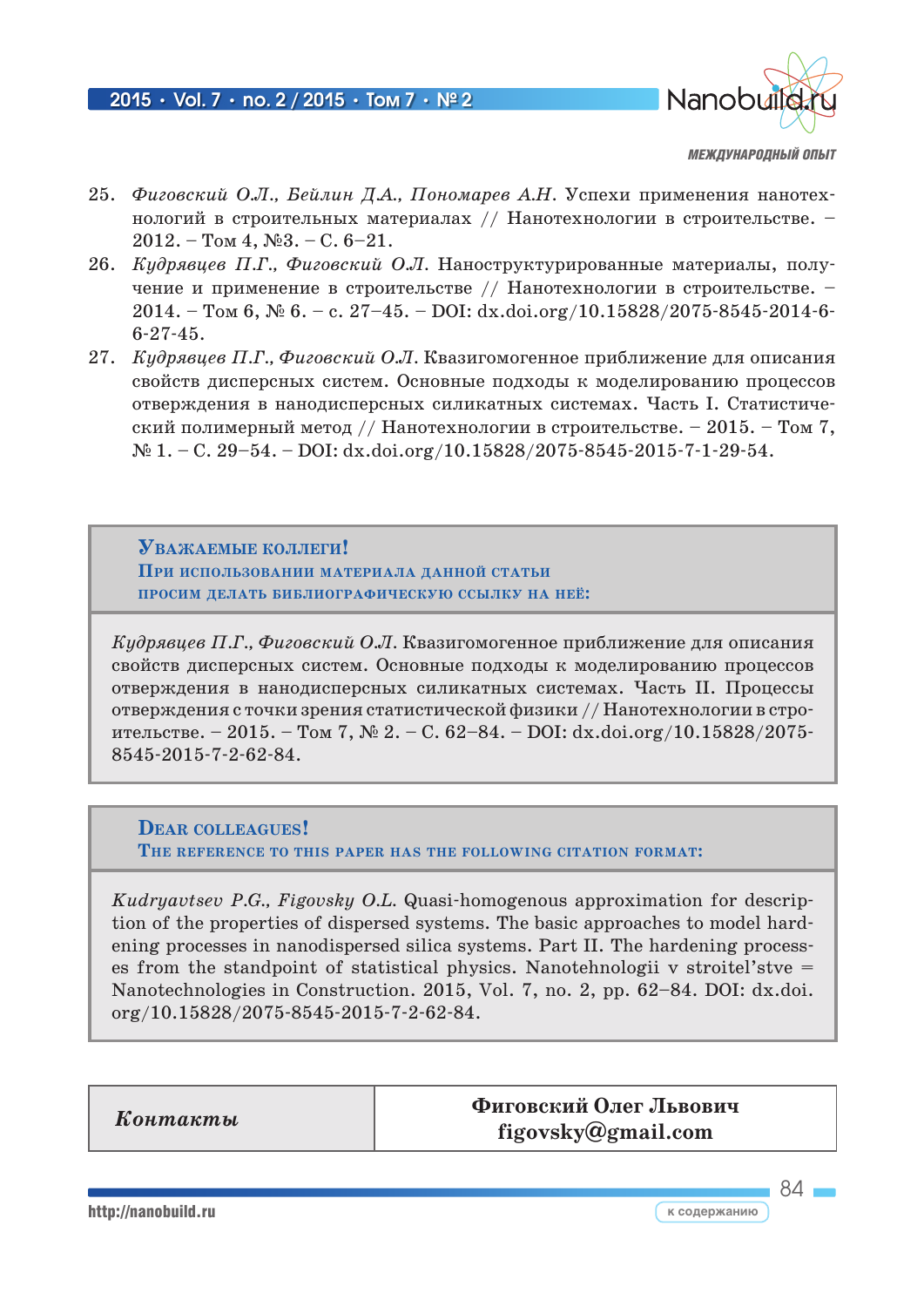25. *Фиговский О.Л., Бейлин Д.А., Пономарев А.Н.* Успехи применения нанотехнологий в строительных материалах // Нанотехнологии в строительстве. – 2012. – Том 4, №3. – С. 6–21.
26. *Кудрявцев П.Г., Фиговский О.Л.* Наноструктурированные материалы, получение и применение в строительстве // Нанотехнологии в строительстве. – 2014. – Том 6, № 6. – с. 27–45. – DOI: dx.doi.org/10.15828/2075-8545-2014-6-6-27-45.
27. *Кудрявцев П.Г., Фиговский О.Л.* Квазигомогенное приближение для описания свойств дисперсных систем. Основные подходы к моделированию процессов отверждения в нанодисперсных силикатных системах. Часть I. Статистический полимерный метод // Нанотехнологии в строительстве. – 2015. – Том 7, № 1. – С. 29–54. – DOI: dx.doi.org/10.15828/2075-8545-2015-7-1-29-54.

**Уважаемые коллеги!**
**При использовании материала данной статьи просим делать библиографическую ссылку на неё:**

*Кудрявцев П.Г., Фиговский О.Л.* Квазигомогенное приближение для описания свойств дисперсных систем. Основные подходы к моделированию процессов отверждения в нанодисперсных силикатных системах. Часть II. Процессы отверждения с точки зрения статистической физики // Нанотехнологии в строительстве. – 2015. – Том 7, № 2. – С. 62–84. – DOI: dx.doi.org/10.15828/2075-8545-2015-7-2-62-84.

**Dear colleagues!**
**The reference to this paper has the following citation format:**

*Kudryavtsev P.G., Figovsky O.L.* Quasi-homogenous approximation for description of the properties of dispersed systems. The basic approaches to model hardening processes in nanodispersed silica systems. Part II. The hardening processes from the standpoint of statistical physics. Nanotehnologii v stroitel'stve = Nanotechnologies in Construction. 2015, Vol. 7, no. 2, pp. 62–84. DOI: dx.doi.org/10.15828/2075-8545-2015-7-2-62-84.

| | |
|---|---|
| *Контакты* | **Фиговский Олег Львович**<br>**figovsky@gmail.com** |